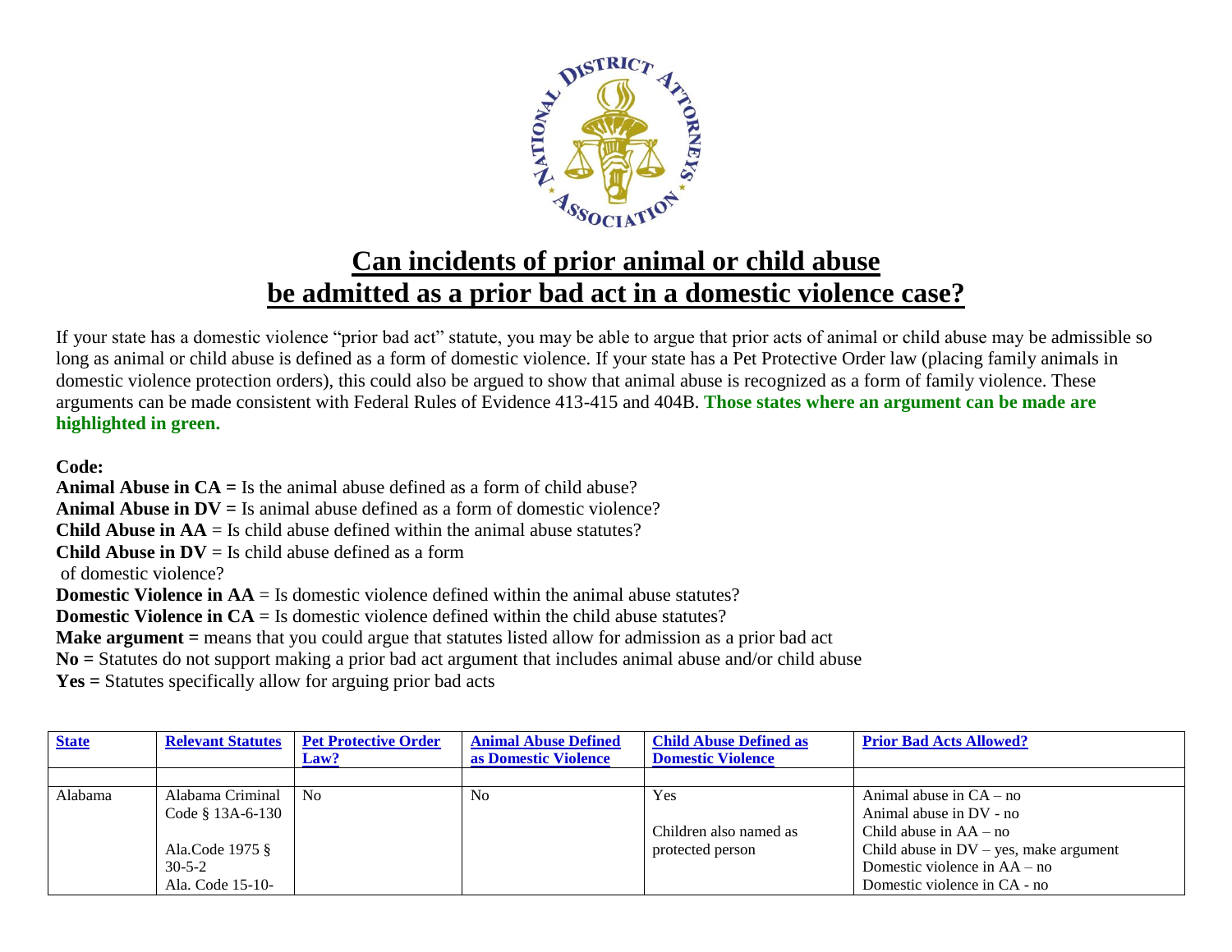# Can incidents of prior animal or child abuse be admitted as a prior bad act in a domestic violence case?

If your state has a domestic violence "prior bad act" statute, you may be able to argue that prior acts of animal or child abuse may be admissible so long as animal or child abuse is defined as a form of domestic violence. If your state has a Pet Protective Order law (placing family animals in domestic violence protection orders), this could also be argued to show that animal abuse is recognized as a form of family violence. These arguments can be made consistent with Federal Rules of Evidence 413-415 and 404B. **Those states where an argument can be made are highlighted in green.**

**Code:**

**Animal Abuse in CA =** Is the animal abuse defined as a form of child abuse?
**Animal Abuse in DV =** Is animal abuse defined as a form of domestic violence?
**Child Abuse in AA** = Is child abuse defined within the animal abuse statutes?
**Child Abuse in DV** = Is child abuse defined as a form of domestic violence?
**Domestic Violence in AA** = Is domestic violence defined within the animal abuse statutes?
**Domestic Violence in CA** = Is domestic violence defined within the child abuse statutes?
**Make argument =** means that you could argue that statutes listed allow for admission as a prior bad act
**No =** Statutes do not support making a prior bad act argument that includes animal abuse and/or child abuse
**Yes =** Statutes specifically allow for arguing prior bad acts

| State | Relevant Statutes | Pet Protective Order Law? | Animal Abuse Defined as Domestic Violence | Child Abuse Defined as Domestic Violence | Prior Bad Acts Allowed? |
|---|---|---|---|---|---|
| | | | | | |
| Alabama | Alabama Criminal Code § 13A-6-130<br><br>Ala.Code 1975 § 30-5-2<br>Ala. Code 15-10- | No | No | Yes<br><br>Children also named as protected person | Animal abuse in CA – no<br>Animal abuse in DV - no<br>Child abuse in AA – no<br>Child abuse in DV – yes, make argument<br>Domestic violence in AA – no<br>Domestic violence in CA - no |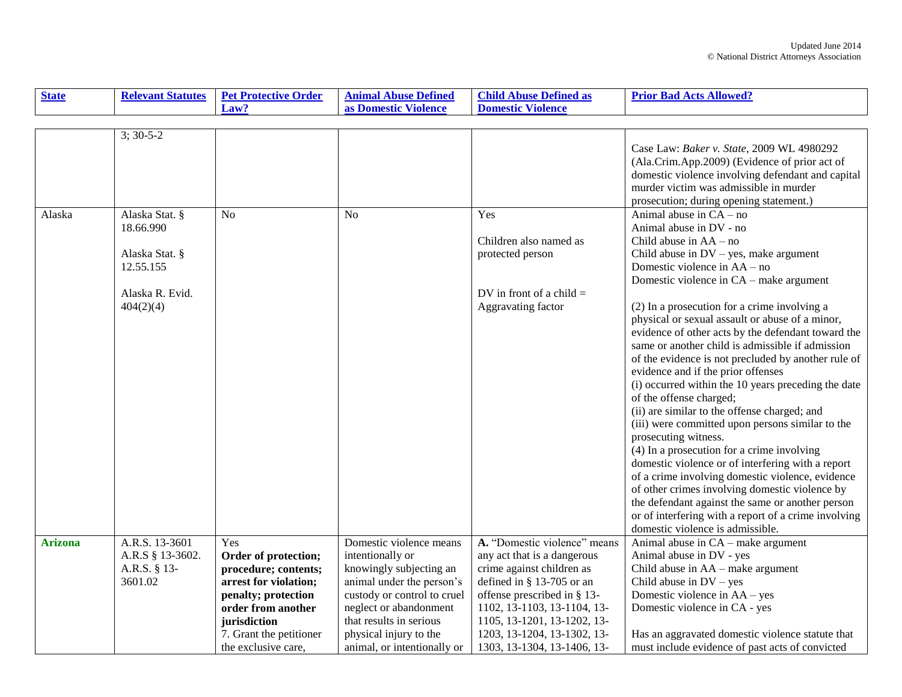| State | Relevant Statutes | Pet Protective Order Law? | Animal Abuse Defined as Domestic Violence | Child Abuse Defined as Domestic Violence | Prior Bad Acts Allowed? |
|---|---|---|---|---|---|
| | 3; 30-5-2 | | | | Case Law: *Baker v. State*, 2009 WL 4980292 (Ala.Crim.App.2009) (Evidence of prior act of domestic violence involving defendant and capital murder victim was admissible in murder prosecution; during opening statement.) |
| Alaska | Alaska Stat. § 18.66.990<br><br>Alaska Stat. § 12.55.155<br><br>Alaska R. Evid. 404(2)(4) | No | No | Yes<br><br>Children also named as protected person<br><br>DV in front of a child = Aggravating factor | Animal abuse in CA – no<br>Animal abuse in DV - no<br>Child abuse in AA – no<br>Child abuse in DV – yes, make argument<br>Domestic violence in AA – no<br>Domestic violence in CA – make argument<br><br>(2) In a prosecution for a crime involving a physical or sexual assault or abuse of a minor, evidence of other acts by the defendant toward the same or another child is admissible if admission of the evidence is not precluded by another rule of evidence and if the prior offenses<br>(i) occurred within the 10 years preceding the date of the offense charged;<br>(ii) are similar to the offense charged; and<br>(iii) were committed upon persons similar to the prosecuting witness.<br>(4) In a prosecution for a crime involving domestic violence or of interfering with a report of a crime involving domestic violence, evidence of other crimes involving domestic violence by the defendant against the same or another person or of interfering with a report of a crime involving domestic violence is admissible. |
| **Arizona** | A.R.S. 13-3601<br>A.R.S § 13-3602.<br>A.R.S. § 13-3601.02 | Yes<br>**Order of protection; procedure; contents; arrest for violation; penalty; protection order from another jurisdiction**<br>7. Grant the petitioner the exclusive care, | Domestic violence means intentionally or knowingly subjecting an animal under the person's custody or control to cruel neglect or abandonment that results in serious physical injury to the animal, or intentionally or | **A.** "Domestic violence" means any act that is a dangerous crime against children as defined in § 13-705 or an offense prescribed in § 13-1102, 13-1103, 13-1104, 13-1105, 13-1201, 13-1202, 13-1203, 13-1204, 13-1302, 13-1303, 13-1304, 13-1406, 13- | Animal abuse in CA – make argument<br>Animal abuse in DV - yes<br>Child abuse in AA – make argument<br>Child abuse in DV – yes<br>Domestic violence in AA – yes<br>Domestic violence in CA - yes<br><br>Has an aggravated domestic violence statute that must include evidence of past acts of convicted |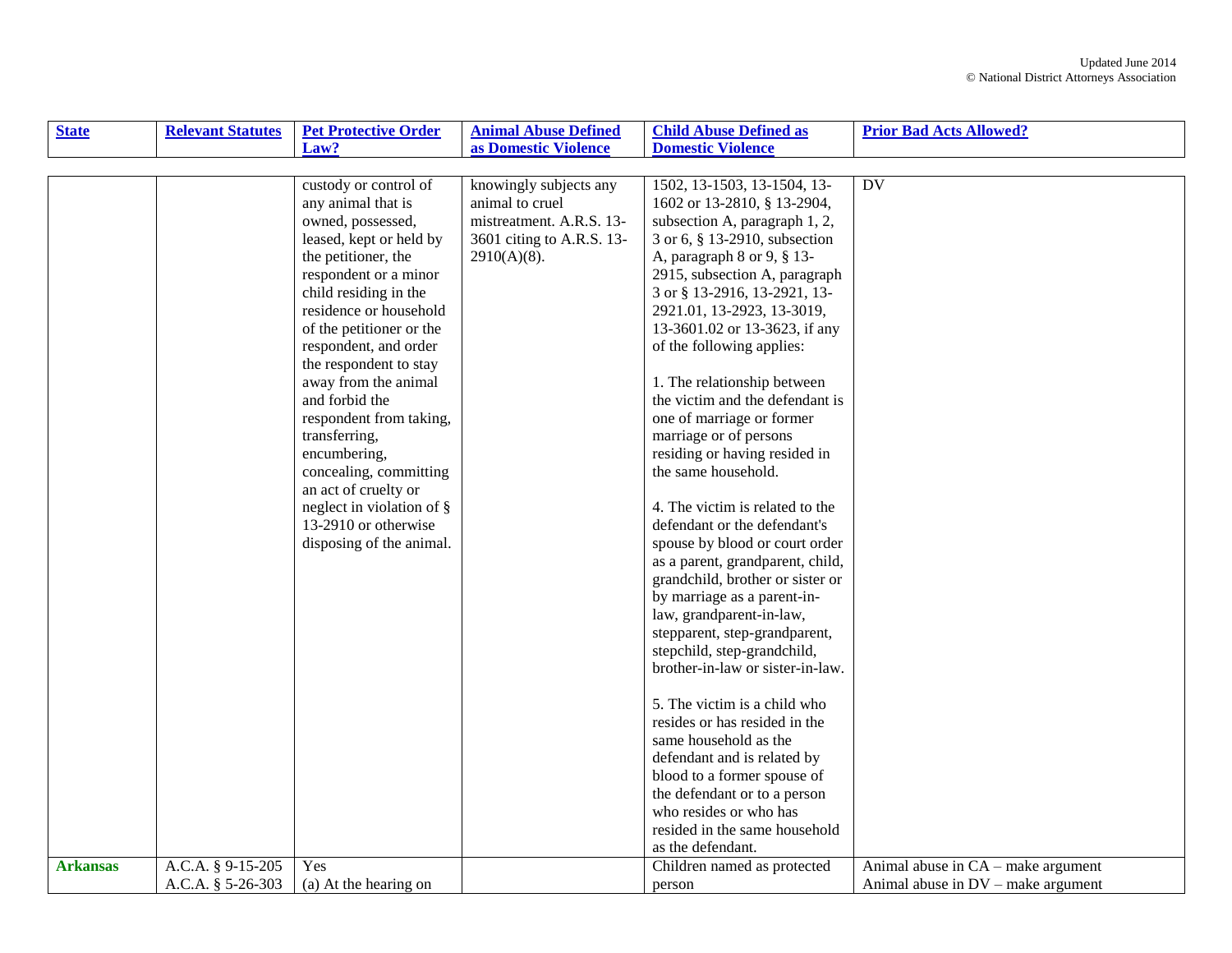| State | Relevant Statutes | Pet Protective Order Law? | Animal Abuse Defined as Domestic Violence | Child Abuse Defined as Domestic Violence | Prior Bad Acts Allowed? |
|---|---|---|---|---|---|
| | | custody or control of any animal that is owned, possessed, leased, kept or held by the petitioner, the respondent or a minor child residing in the residence or household of the petitioner or the respondent, and order the respondent to stay away from the animal and forbid the respondent from taking, transferring, encumbering, concealing, committing an act of cruelty or neglect in violation of § 13-2910 or otherwise disposing of the animal. | knowingly subjects any animal to cruel mistreatment. A.R.S. 13-3601 citing to A.R.S. 13-2910(A)(8). | 1502, 13-1503, 13-1504, 13-1602 or 13-2810, § 13-2904, subsection A, paragraph 1, 2, 3 or 6, § 13-2910, subsection A, paragraph 8 or 9, § 13-2915, subsection A, paragraph 3 or § 13-2916, 13-2921, 13-2921.01, 13-2923, 13-3019, 13-3601.02 or 13-3623, if any of the following applies:<br><br>1. The relationship between the victim and the defendant is one of marriage or former marriage or of persons residing or having resided in the same household.<br><br>4. The victim is related to the defendant or the defendant's spouse by blood or court order as a parent, grandparent, child, grandchild, brother or sister or by marriage as a parent-in-law, grandparent-in-law, stepparent, step-grandparent, stepchild, step-grandchild, brother-in-law or sister-in-law.<br><br>5. The victim is a child who resides or has resided in the same household as the defendant and is related by blood to a former spouse of the defendant or to a person who resides or who has resided in the same household as the defendant. | DV |
| **Arkansas** | A.C.A. § 9-15-205<br>A.C.A. § 5-26-303 | Yes<br>(a) At the hearing on | | Children named as protected person | Animal abuse in CA – make argument<br>Animal abuse in DV – make argument |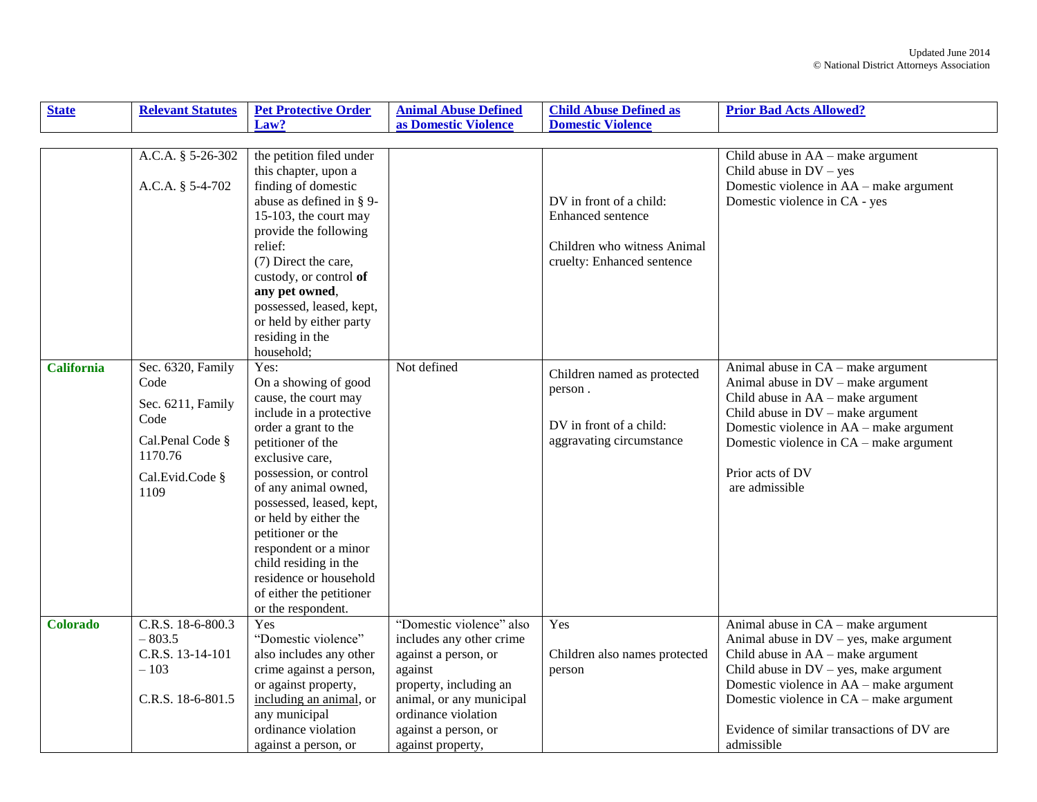| State | Relevant Statutes | Pet Protective Order Law? | Animal Abuse Defined as Domestic Violence | Child Abuse Defined as Domestic Violence | Prior Bad Acts Allowed? |
|---|---|---|---|---|---|
| | A.C.A. § 5-26-302<br><br>A.C.A. § 5-4-702 | the petition filed under this chapter, upon a finding of domestic abuse as defined in § 9-15-103, the court may provide the following relief:<br>(7) Direct the care, custody, or control **of any pet owned**, possessed, leased, kept, or held by either party residing in the household; | | DV in front of a child: Enhanced sentence<br><br>Children who witness Animal cruelty: Enhanced sentence | Child abuse in AA – make argument<br>Child abuse in DV – yes<br>Domestic violence in AA – make argument<br>Domestic violence in CA - yes |
| **California** | Sec. 6320, Family Code<br><br>Sec. 6211, Family Code<br><br>Cal.Penal Code § 1170.76<br><br>Cal.Evid.Code § 1109 | Yes:<br>On a showing of good cause, the court may include in a protective order a grant to the petitioner of the exclusive care, possession, or control of any animal owned, possessed, leased, kept, or held by either the petitioner or the respondent or a minor child residing in the residence or household of either the petitioner or the respondent. | Not defined | Children named as protected person .<br><br>DV in front of a child: aggravating circumstance | Animal abuse in CA – make argument<br>Animal abuse in DV – make argument<br>Child abuse in AA – make argument<br>Child abuse in DV – make argument<br>Domestic violence in AA – make argument<br>Domestic violence in CA – make argument<br><br>Prior acts of DV are admissible |
| **Colorado** | C.R.S. 18-6-800.3 – 803.5<br>C.R.S. 13-14-101 – 103<br><br>C.R.S. 18-6-801.5 | Yes<br>"Domestic violence" also includes any other crime against a person, or against property, including an animal, or any municipal ordinance violation against a person, or | "Domestic violence" also includes any other crime against a person, or against property, including an animal, or any municipal ordinance violation against a person, or against property, | Yes<br><br>Children also names protected person | Animal abuse in CA – make argument<br>Animal abuse in DV – yes, make argument<br>Child abuse in AA – make argument<br>Child abuse in DV – yes, make argument<br>Domestic violence in AA – make argument<br>Domestic violence in CA – make argument<br><br>Evidence of similar transactions of DV are admissible |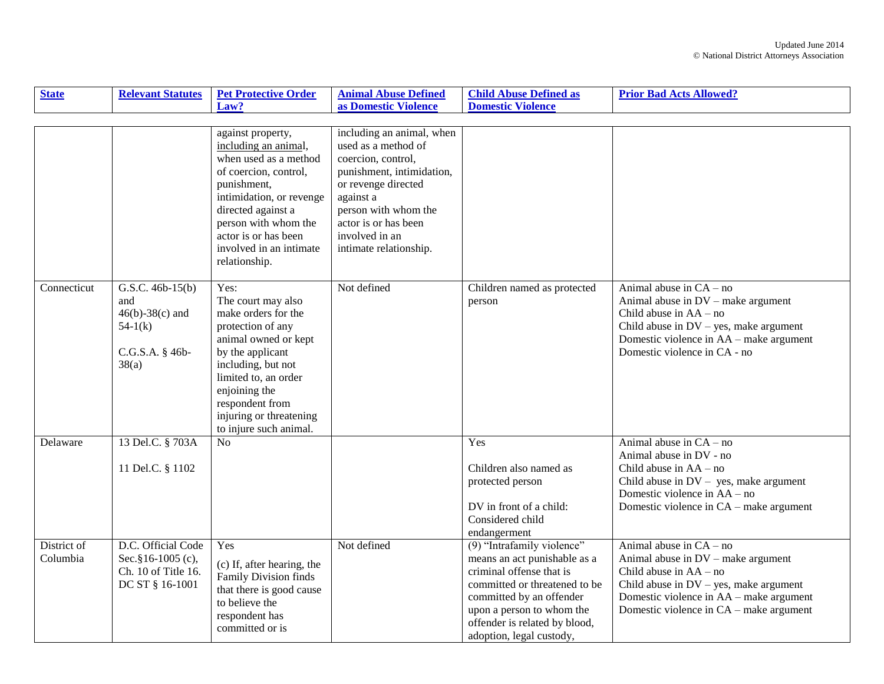| State | Relevant Statutes | Pet Protective Order Law? | Animal Abuse Defined as Domestic Violence | Child Abuse Defined as Domestic Violence | Prior Bad Acts Allowed? |
|---|---|---|---|---|---|
| | | against property, including an animal, when used as a method of coercion, control, punishment, intimidation, or revenge directed against a person with whom the actor is or has been involved in an intimate relationship. | including an animal, when used as a method of coercion, control, punishment, intimidation, or revenge directed against a person with whom the actor is or has been involved in an intimate relationship. | | |
| Connecticut | G.S.C. 46b-15(b) and 46(b)-38(c) and 54-1(k)<br><br>C.G.S.A. § 46b-38(a) | Yes:<br>The court may also make orders for the protection of any animal owned or kept by the applicant including, but not limited to, an order enjoining the respondent from injuring or threatening to injure such animal. | Not defined | Children named as protected person | Animal abuse in CA – no<br>Animal abuse in DV – make argument<br>Child abuse in AA – no<br>Child abuse in DV – yes, make argument<br>Domestic violence in AA – make argument<br>Domestic violence in CA - no |
| Delaware | 13 Del.C. § 703A<br><br>11 Del.C. § 1102 | No | | Yes<br><br>Children also named as protected person<br><br>DV in front of a child: Considered child endangerment | Animal abuse in CA – no<br>Animal abuse in DV - no<br>Child abuse in AA – no<br>Child abuse in DV – yes, make argument<br>Domestic violence in AA – no<br>Domestic violence in CA – make argument |
| District of Columbia | D.C. Official Code Sec.§16-1005 (c), Ch. 10 of Title 16. DC ST § 16-1001 | Yes<br>(c) If, after hearing, the Family Division finds that there is good cause to believe the respondent has committed or is | Not defined | (9) "Intrafamily violence" means an act punishable as a criminal offense that is committed or threatened to be committed by an offender upon a person to whom the offender is related by blood, adoption, legal custody, | Animal abuse in CA – no<br>Animal abuse in DV – make argument<br>Child abuse in AA – no<br>Child abuse in DV – yes, make argument<br>Domestic violence in AA – make argument<br>Domestic violence in CA – make argument |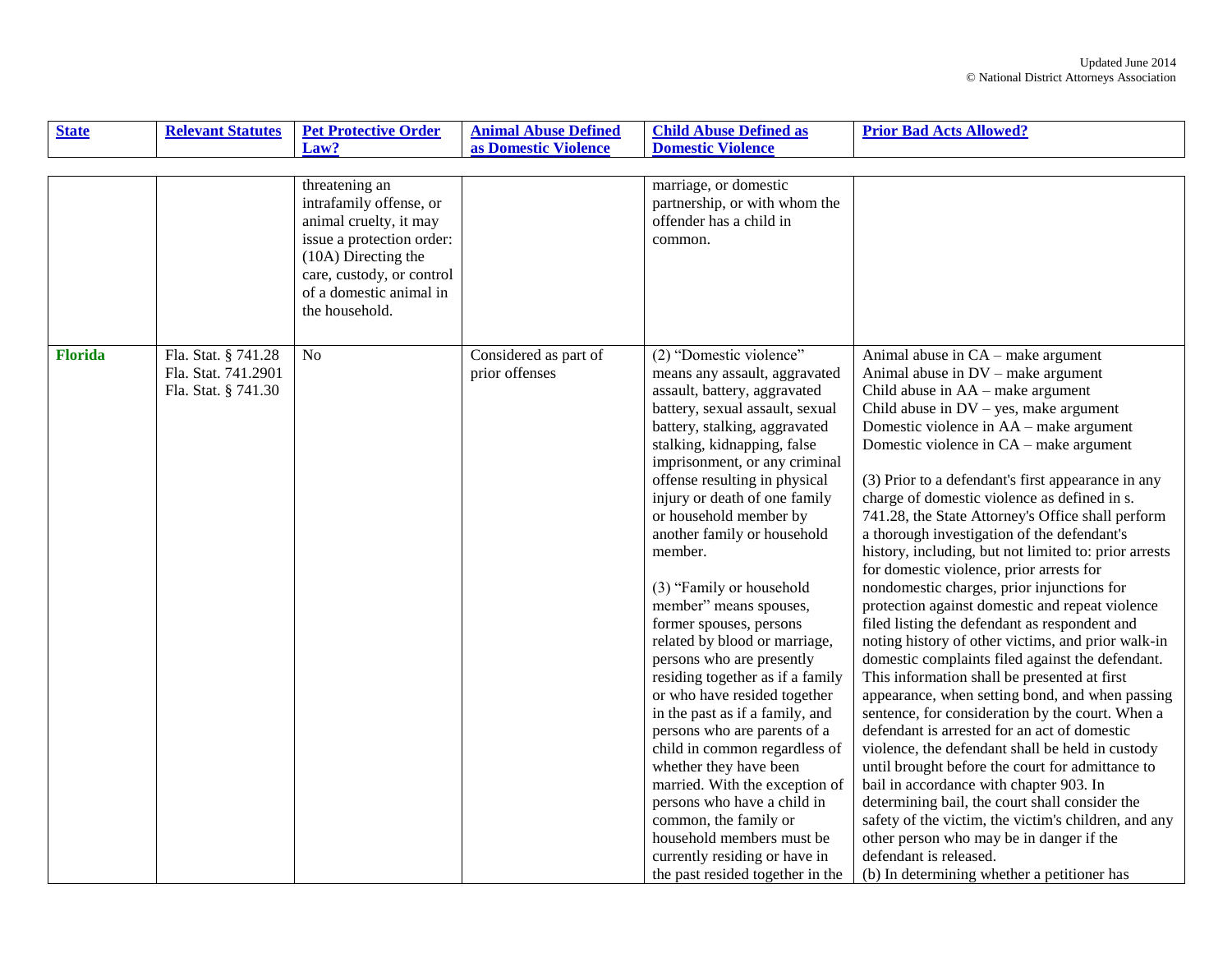| State | Relevant Statutes | Pet Protective Order Law? | Animal Abuse Defined as Domestic Violence | Child Abuse Defined as Domestic Violence | Prior Bad Acts Allowed? |
|---|---|---|---|---|---|
| | | threatening an intrafamily offense, or animal cruelty, it may issue a protection order: (10A) Directing the care, custody, or control of a domestic animal in the household. | | marriage, or domestic partnership, or with whom the offender has a child in common. | |
| **Florida** | Fla. Stat. § 741.28<br>Fla. Stat. 741.2901<br>Fla. Stat. § 741.30 | No | Considered as part of prior offenses | (2) "Domestic violence" means any assault, aggravated assault, battery, aggravated battery, sexual assault, sexual battery, stalking, aggravated stalking, kidnapping, false imprisonment, or any criminal offense resulting in physical injury or death of one family or household member by another family or household member.<br><br>(3) "Family or household member" means spouses, former spouses, persons related by blood or marriage, persons who are presently residing together as if a family or who have resided together in the past as if a family, and persons who are parents of a child in common regardless of whether they have been married. With the exception of persons who have a child in common, the family or household members must be currently residing or have in the past resided together in the | Animal abuse in CA – make argument<br>Animal abuse in DV – make argument<br>Child abuse in AA – make argument<br>Child abuse in DV – yes, make argument<br>Domestic violence in AA – make argument<br>Domestic violence in CA – make argument<br><br>(3) Prior to a defendant's first appearance in any charge of domestic violence as defined in s. 741.28, the State Attorney's Office shall perform a thorough investigation of the defendant's history, including, but not limited to: prior arrests for domestic violence, prior arrests for nondomestic charges, prior injunctions for protection against domestic and repeat violence filed listing the defendant as respondent and noting history of other victims, and prior walk-in domestic complaints filed against the defendant. This information shall be presented at first appearance, when setting bond, and when passing sentence, for consideration by the court. When a defendant is arrested for an act of domestic violence, the defendant shall be held in custody until brought before the court for admittance to bail in accordance with chapter 903. In determining bail, the court shall consider the safety of the victim, the victim's children, and any other person who may be in danger if the defendant is released.<br>(b) In determining whether a petitioner has |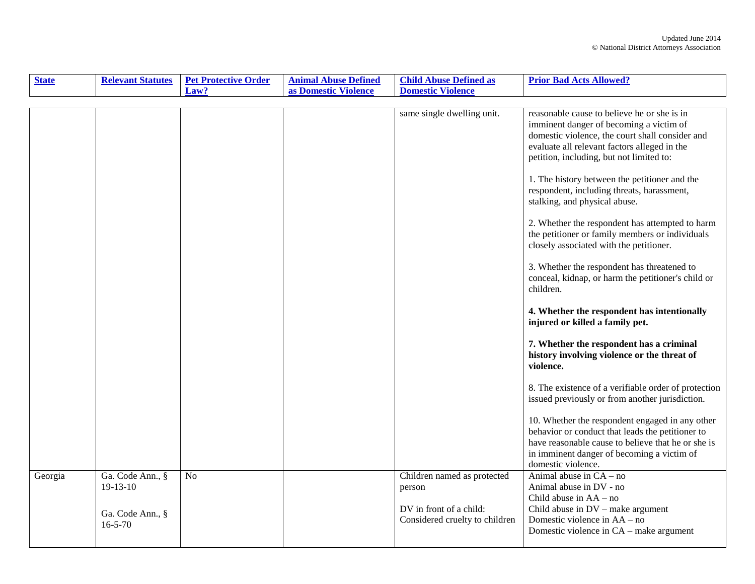| State | Relevant Statutes | Pet Protective Order Law? | Animal Abuse Defined as Domestic Violence | Child Abuse Defined as Domestic Violence | Prior Bad Acts Allowed? |
|---|---|---|---|---|---|
| | | | | same single dwelling unit. | reasonable cause to believe he or she is in imminent danger of becoming a victim of domestic violence, the court shall consider and evaluate all relevant factors alleged in the petition, including, but not limited to:<br><br>1. The history between the petitioner and the respondent, including threats, harassment, stalking, and physical abuse.<br><br>2. Whether the respondent has attempted to harm the petitioner or family members or individuals closely associated with the petitioner.<br><br>3. Whether the respondent has threatened to conceal, kidnap, or harm the petitioner's child or children.<br><br>**4. Whether the respondent has intentionally injured or killed a family pet.**<br><br>**7. Whether the respondent has a criminal history involving violence or the threat of violence.**<br><br>8. The existence of a verifiable order of protection issued previously or from another jurisdiction.<br><br>10. Whether the respondent engaged in any other behavior or conduct that leads the petitioner to have reasonable cause to believe that he or she is in imminent danger of becoming a victim of domestic violence. |
| Georgia | Ga. Code Ann., § 19-13-10<br><br>Ga. Code Ann., § 16-5-70 | No | | Children named as protected person<br><br>DV in front of a child: Considered cruelty to children | Animal abuse in CA – no<br>Animal abuse in DV - no<br>Child abuse in AA – no<br>Child abuse in DV – make argument<br>Domestic violence in AA – no<br>Domestic violence in CA – make argument |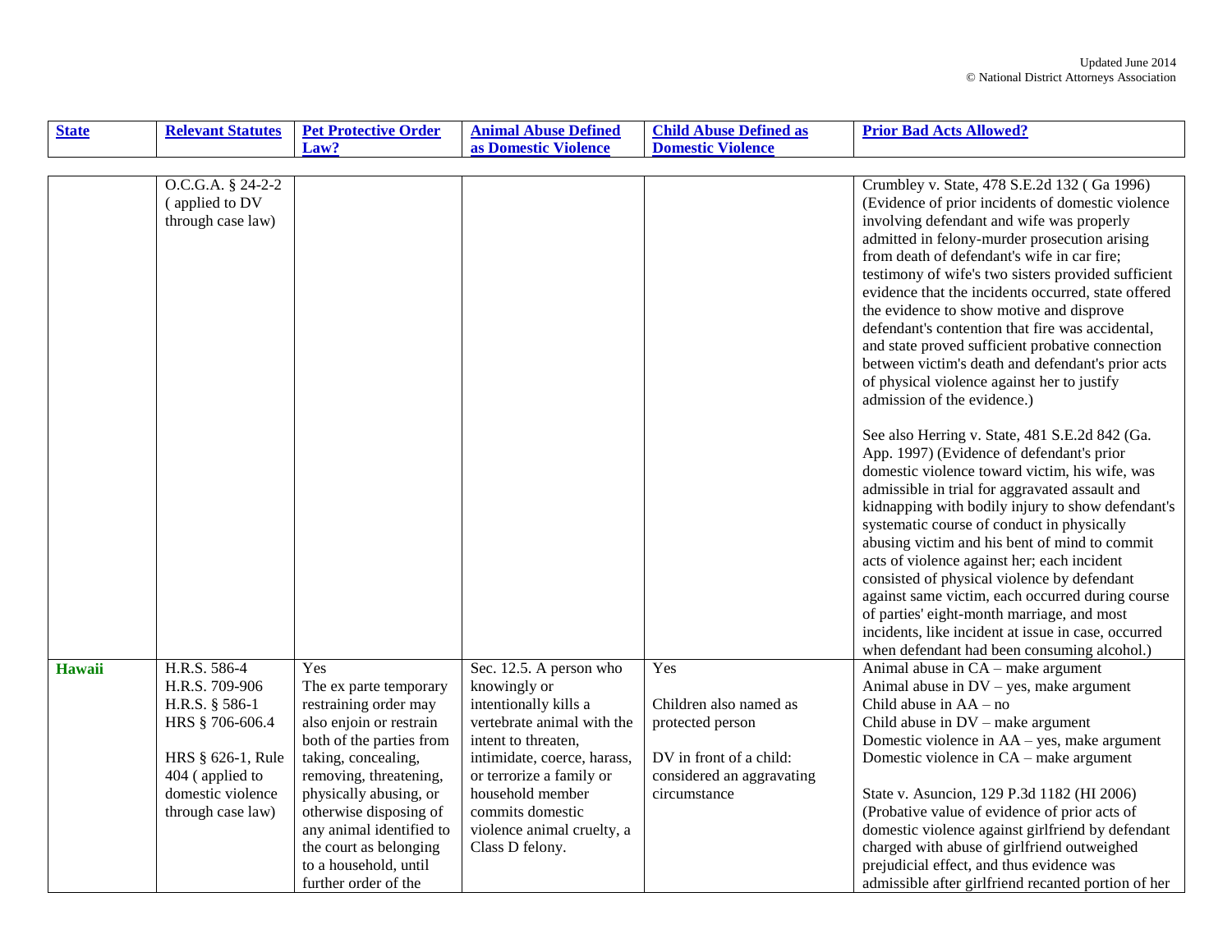| State | Relevant Statutes | Pet Protective Order Law? | Animal Abuse Defined as Domestic Violence | Child Abuse Defined as Domestic Violence | Prior Bad Acts Allowed? |
|---|---|---|---|---|---|
| | O.C.G.A. § 24-2-2 ( applied to DV through case law) | | | | Crumbley v. State, 478 S.E.2d 132 ( Ga 1996) (Evidence of prior incidents of domestic violence involving defendant and wife was properly admitted in felony-murder prosecution arising from death of defendant's wife in car fire; testimony of wife's two sisters provided sufficient evidence that the incidents occurred, state offered the evidence to show motive and disprove defendant's contention that fire was accidental, and state proved sufficient probative connection between victim's death and defendant's prior acts of physical violence against her to justify admission of the evidence.)<br><br>See also Herring v. State, 481 S.E.2d 842 (Ga. App. 1997) (Evidence of defendant's prior domestic violence toward victim, his wife, was admissible in trial for aggravated assault and kidnapping with bodily injury to show defendant's systematic course of conduct in physically abusing victim and his bent of mind to commit acts of violence against her; each incident consisted of physical violence by defendant against same victim, each occurred during course of parties' eight-month marriage, and most incidents, like incident at issue in case, occurred when defendant had been consuming alcohol.) |
| **Hawaii** | H.R.S. 586-4<br>H.R.S. 709-906<br>H.R.S. § 586-1<br>HRS § 706-606.4<br><br>HRS § 626-1, Rule 404 ( applied to domestic violence through case law) | Yes<br>The ex parte temporary restraining order may also enjoin or restrain both of the parties from taking, concealing, removing, threatening, physically abusing, or otherwise disposing of any animal identified to the court as belonging to a household, until further order of the | Sec. 12.5. A person who knowingly or intentionally kills a vertebrate animal with the intent to threaten, intimidate, coerce, harass, or terrorize a family or household member commits domestic violence animal cruelty, a Class D felony. | Yes<br><br>Children also named as protected person<br><br>DV in front of a child: considered an aggravating circumstance | Animal abuse in CA – make argument<br>Animal abuse in DV – yes, make argument<br>Child abuse in AA – no<br>Child abuse in DV – make argument<br>Domestic violence in AA – yes, make argument<br>Domestic violence in CA – make argument<br><br>State v. Asuncion, 129 P.3d 1182 (HI 2006) (Probative value of evidence of prior acts of domestic violence against girlfriend by defendant charged with abuse of girlfriend outweighed prejudicial effect, and thus evidence was admissible after girlfriend recanted portion of her |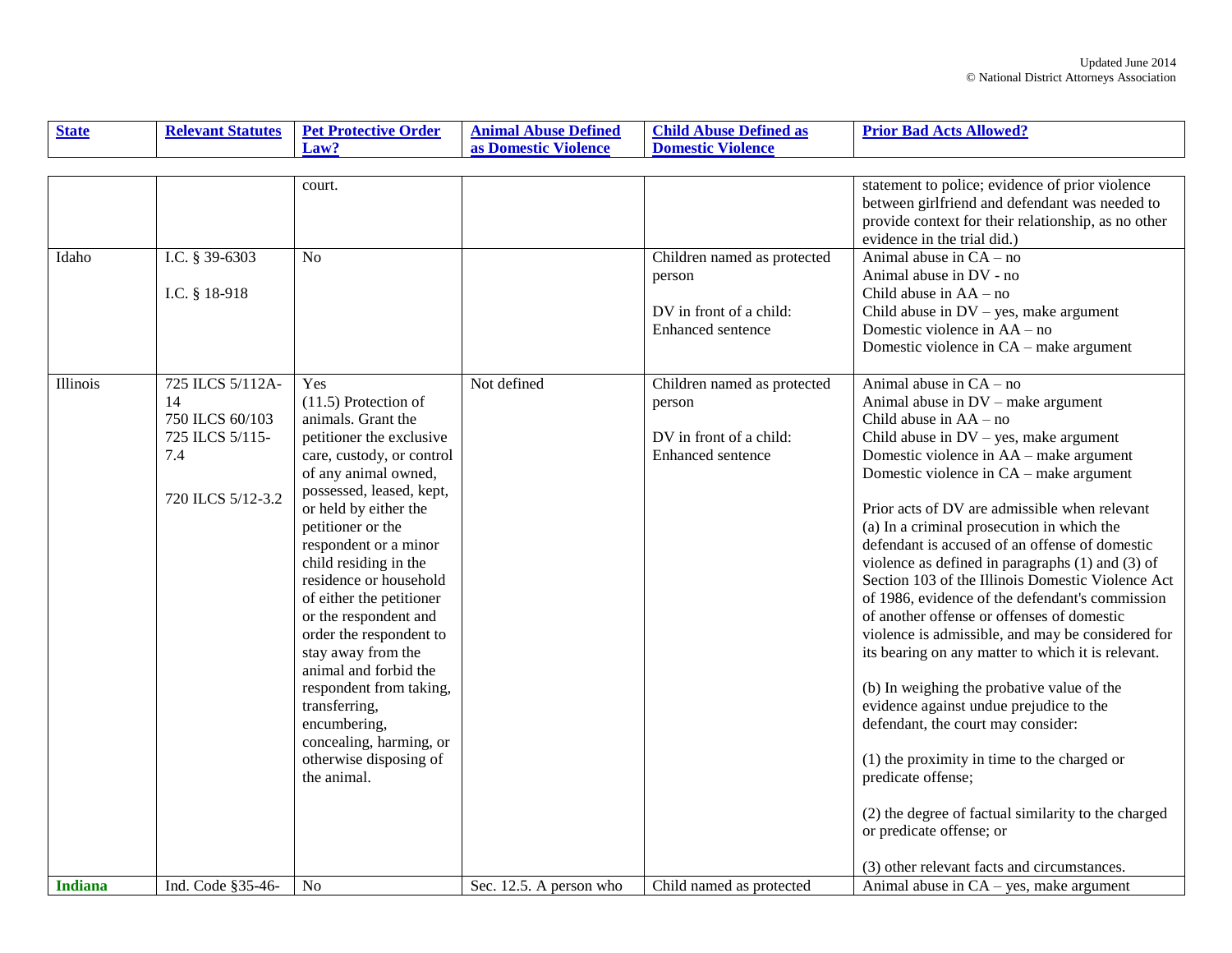| State | Relevant Statutes | Pet Protective Order Law? | Animal Abuse Defined as Domestic Violence | Child Abuse Defined as Domestic Violence | Prior Bad Acts Allowed? |
|---|---|---|---|---|---|
| | | court. | | | statement to police; evidence of prior violence between girlfriend and defendant was needed to provide context for their relationship, as no other evidence in the trial did.) |
| Idaho | I.C. § 39-6303<br><br>I.C. § 18-918 | No | | Children named as protected person<br><br>DV in front of a child: Enhanced sentence | Animal abuse in CA – no<br>Animal abuse in DV - no<br>Child abuse in AA – no<br>Child abuse in DV – yes, make argument<br>Domestic violence in AA – no<br>Domestic violence in CA – make argument |
| Illinois | 725 ILCS 5/112A-14<br>750 ILCS 60/103<br>725 ILCS 5/115-7.4<br><br>720 ILCS 5/12-3.2 | Yes<br>(11.5) Protection of animals. Grant the petitioner the exclusive care, custody, or control of any animal owned, possessed, leased, kept, or held by either the petitioner or the respondent or a minor child residing in the residence or household of either the petitioner or the respondent and order the respondent to stay away from the animal and forbid the respondent from taking, transferring, encumbering, concealing, harming, or otherwise disposing of the animal. | Not defined | Children named as protected person<br><br>DV in front of a child: Enhanced sentence | Animal abuse in CA – no<br>Animal abuse in DV – make argument<br>Child abuse in AA – no<br>Child abuse in DV – yes, make argument<br>Domestic violence in AA – make argument<br>Domestic violence in CA – make argument<br><br>Prior acts of DV are admissible when relevant<br>(a) In a criminal prosecution in which the defendant is accused of an offense of domestic violence as defined in paragraphs (1) and (3) of Section 103 of the Illinois Domestic Violence Act of 1986, evidence of the defendant's commission of another offense or offenses of domestic violence is admissible, and may be considered for its bearing on any matter to which it is relevant.<br><br>(b) In weighing the probative value of the evidence against undue prejudice to the defendant, the court may consider:<br><br>(1) the proximity in time to the charged or predicate offense;<br><br>(2) the degree of factual similarity to the charged or predicate offense; or<br><br>(3) other relevant facts and circumstances. |
| **Indiana** | Ind. Code §35-46- | No | Sec. 12.5. A person who | Child named as protected | Animal abuse in CA – yes, make argument |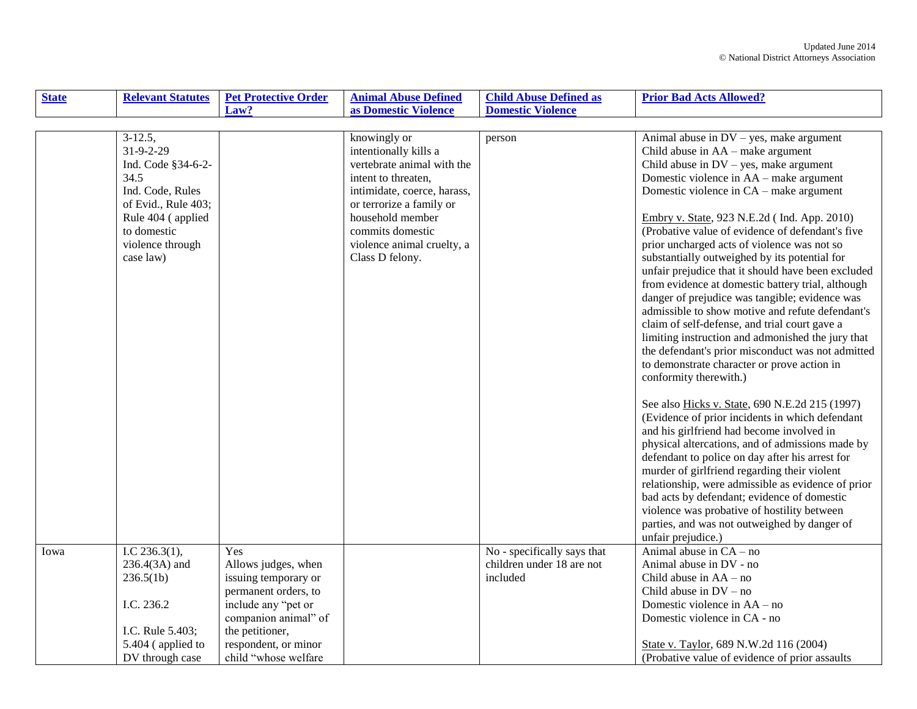| State | Relevant Statutes | Pet Protective Order Law? | Animal Abuse Defined as Domestic Violence | Child Abuse Defined as Domestic Violence | Prior Bad Acts Allowed? |
|---|---|---|---|---|---|
| | 3-12.5, 31-9-2-29 Ind. Code §34-6-2-34.5 Ind. Code, Rules of Evid., Rule 403; Rule 404 ( applied to domestic violence through case law) | | knowingly or intentionally kills a vertebrate animal with the intent to threaten, intimidate, coerce, harass, or terrorize a family or household member commits domestic violence animal cruelty, a Class D felony. | person | Animal abuse in DV – yes, make argument<br>Child abuse in AA – make argument<br>Child abuse in DV – yes, make argument<br>Domestic violence in AA – make argument<br>Domestic violence in CA – make argument<br><br>Embry v. State, 923 N.E.2d ( Ind. App. 2010) (Probative value of evidence of defendant's five prior uncharged acts of violence was not so substantially outweighed by its potential for unfair prejudice that it should have been excluded from evidence at domestic battery trial, although danger of prejudice was tangible; evidence was admissible to show motive and refute defendant's claim of self-defense, and trial court gave a limiting instruction and admonished the jury that the defendant's prior misconduct was not admitted to demonstrate character or prove action in conformity therewith.)<br><br>See also Hicks v. State, 690 N.E.2d 215 (1997) (Evidence of prior incidents in which defendant and his girlfriend had become involved in physical altercations, and of admissions made by defendant to police on day after his arrest for murder of girlfriend regarding their violent relationship, were admissible as evidence of prior bad acts by defendant; evidence of domestic violence was probative of hostility between parties, and was not outweighed by danger of unfair prejudice.) |
| Iowa | I.C 236.3(1), 236.4(3A) and 236.5(1b)<br><br>I.C. 236.2<br><br>I.C. Rule 5.403; 5.404 ( applied to DV through case | Yes<br>Allows judges, when issuing temporary or permanent orders, to include any "pet or companion animal" of the petitioner, respondent, or minor child "whose welfare | | No - specifically says that children under 18 are not included | Animal abuse in CA – no<br>Animal abuse in DV - no<br>Child abuse in AA – no<br>Child abuse in DV – no<br>Domestic violence in AA – no<br>Domestic violence in CA - no<br><br>State v. Taylor, 689 N.W.2d 116 (2004) (Probative value of evidence of prior assaults |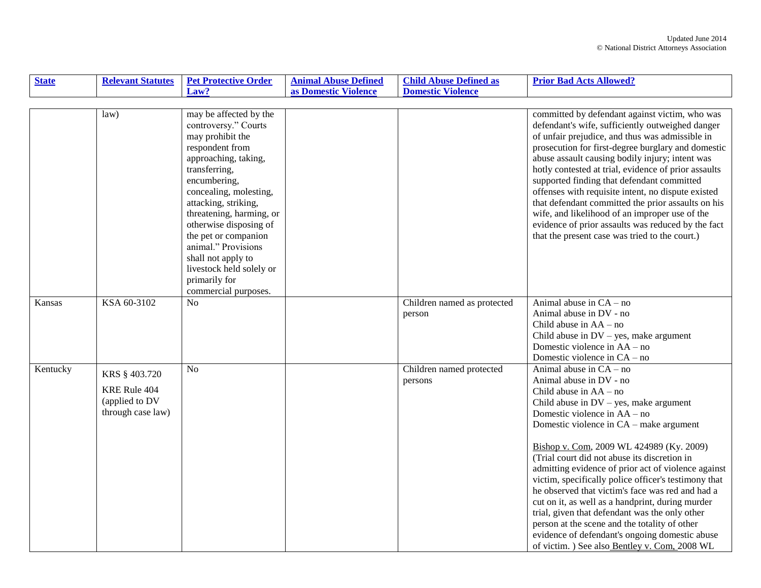| State | Relevant Statutes | Pet Protective Order Law? | Animal Abuse Defined as Domestic Violence | Child Abuse Defined as Domestic Violence | Prior Bad Acts Allowed? |
|---|---|---|---|---|---|
| | law) | may be affected by the controversy." Courts may prohibit the respondent from approaching, taking, transferring, encumbering, concealing, molesting, attacking, striking, threatening, harming, or otherwise disposing of the pet or companion animal." Provisions shall not apply to livestock held solely or primarily for commercial purposes. | | | committed by defendant against victim, who was defendant's wife, sufficiently outweighed danger of unfair prejudice, and thus was admissible in prosecution for first-degree burglary and domestic abuse assault causing bodily injury; intent was hotly contested at trial, evidence of prior assaults supported finding that defendant committed offenses with requisite intent, no dispute existed that defendant committed the prior assaults on his wife, and likelihood of an improper use of the evidence of prior assaults was reduced by the fact that the present case was tried to the court.) |
| Kansas | KSA 60-3102 | No | | Children named as protected person | Animal abuse in CA – no<br>Animal abuse in DV - no<br>Child abuse in AA – no<br>Child abuse in DV – yes, make argument<br>Domestic violence in AA – no<br>Domestic violence in CA – no |
| Kentucky | KRS § 403.720<br><br>KRE Rule 404 (applied to DV through case law) | No | | Children named protected persons | Animal abuse in CA – no<br>Animal abuse in DV - no<br>Child abuse in AA – no<br>Child abuse in DV – yes, make argument<br>Domestic violence in AA – no<br>Domestic violence in CA – make argument<br><br>Bishop v. Com, 2009 WL 424989 (Ky. 2009) (Trial court did not abuse its discretion in admitting evidence of prior act of violence against victim, specifically police officer's testimony that he observed that victim's face was red and had a cut on it, as well as a handprint, during murder trial, given that defendant was the only other person at the scene and the totality of other evidence of defendant's ongoing domestic abuse of victim. ) See also Bentley v. Com, 2008 WL |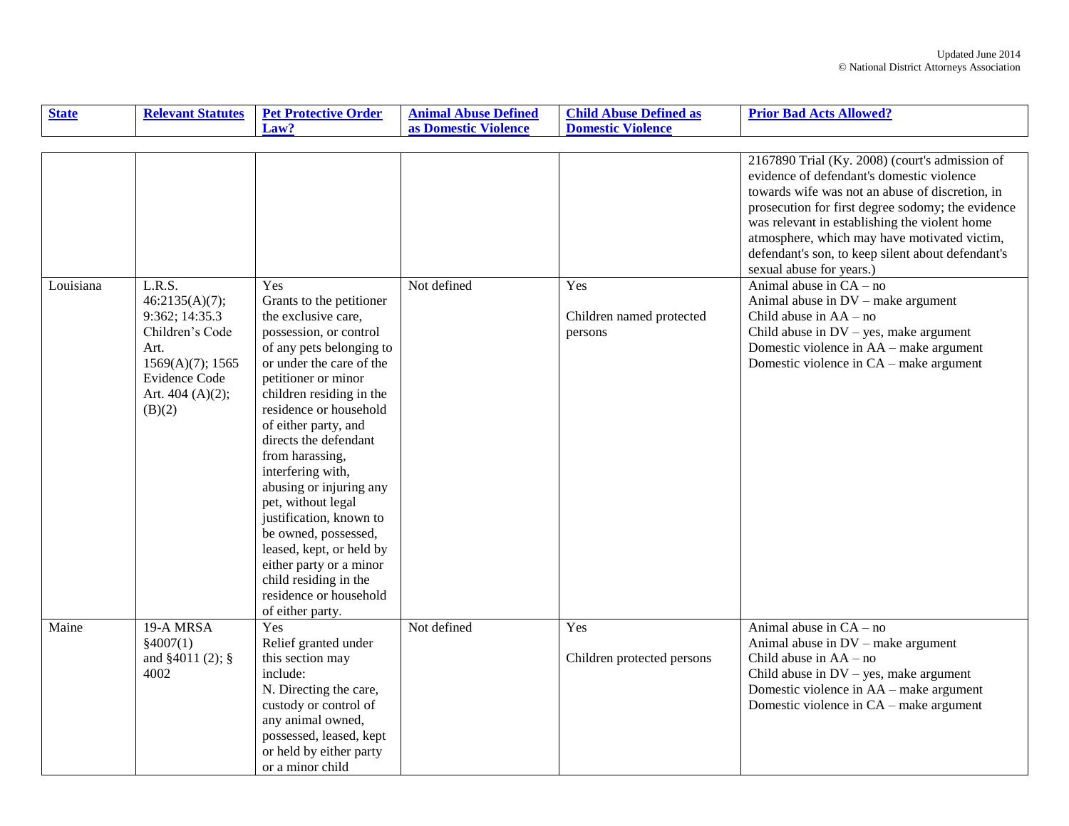| State | Relevant Statutes | Pet Protective Order Law? | Animal Abuse Defined as Domestic Violence | Child Abuse Defined as Domestic Violence | Prior Bad Acts Allowed? |
|---|---|---|---|---|---|
| | | | | | 2167890 Trial (Ky. 2008) (court's admission of evidence of defendant's domestic violence towards wife was not an abuse of discretion, in prosecution for first degree sodomy; the evidence was relevant in establishing the violent home atmosphere, which may have motivated victim, defendant's son, to keep silent about defendant's sexual abuse for years.) |
| Louisiana | L.R.S. 46:2135(A)(7); 9:362; 14:35.3 Children's Code Art. 1569(A)(7); 1565 Evidence Code Art. 404 (A)(2); (B)(2) | Yes<br>Grants to the petitioner the exclusive care, possession, or control of any pets belonging to or under the care of the petitioner or minor children residing in the residence or household of either party, and directs the defendant from harassing, interfering with, abusing or injuring any pet, without legal justification, known to be owned, possessed, leased, kept, or held by either party or a minor child residing in the residence or household of either party. | Not defined | Yes<br><br>Children named protected persons | Animal abuse in CA – no<br>Animal abuse in DV – make argument<br>Child abuse in AA – no<br>Child abuse in DV – yes, make argument<br>Domestic violence in AA – make argument<br>Domestic violence in CA – make argument |
| Maine | 19-A MRSA §4007(1) and §4011 (2); § 4002 | Yes<br>Relief granted under this section may include:<br>N. Directing the care, custody or control of any animal owned, possessed, leased, kept or held by either party or a minor child | Not defined | Yes<br><br>Children protected persons | Animal abuse in CA – no<br>Animal abuse in DV – make argument<br>Child abuse in AA – no<br>Child abuse in DV – yes, make argument<br>Domestic violence in AA – make argument<br>Domestic violence in CA – make argument |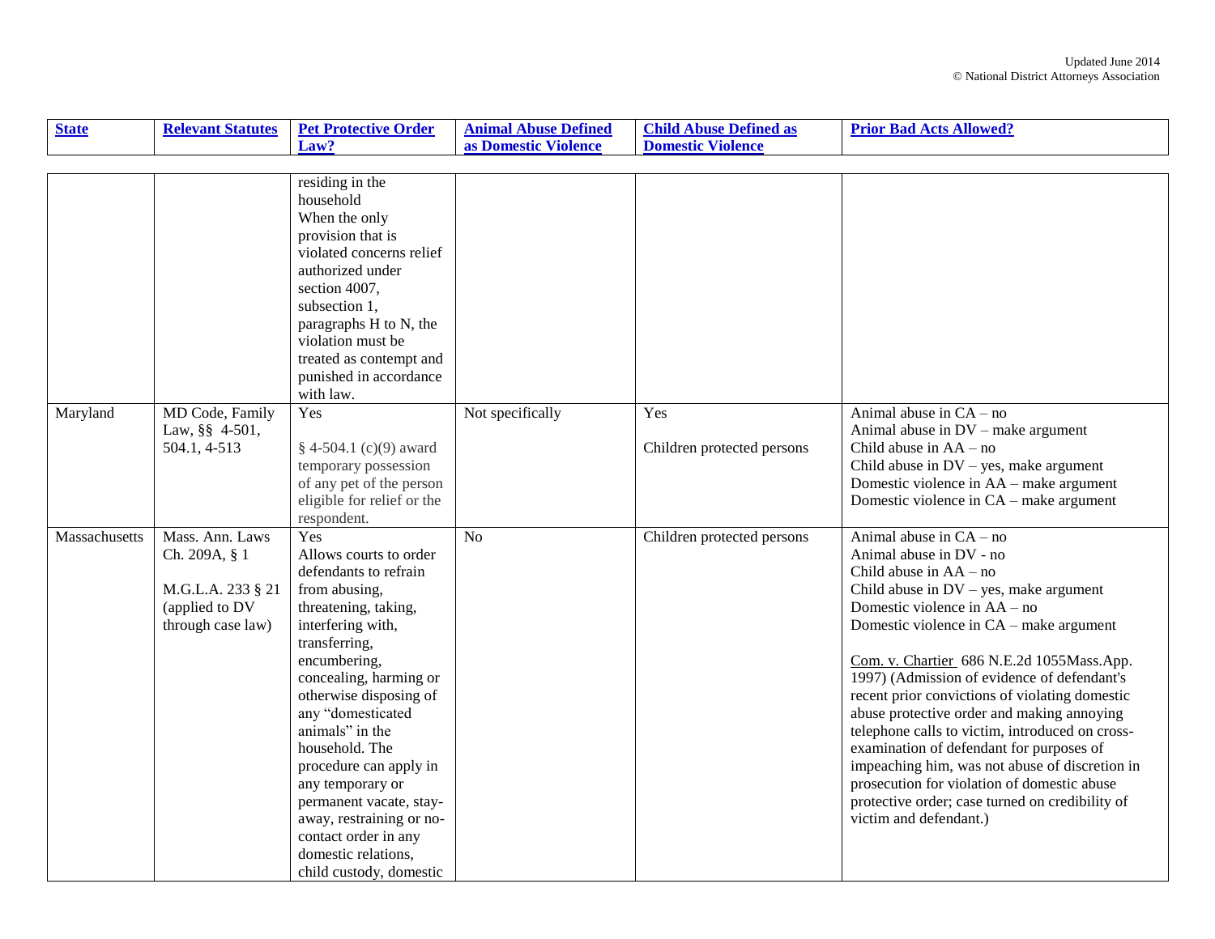| State | Relevant Statutes | Pet Protective Order Law? | Animal Abuse Defined as Domestic Violence | Child Abuse Defined as Domestic Violence | Prior Bad Acts Allowed? |
|---|---|---|---|---|---|
| | | residing in the household<br>When the only provision that is violated concerns relief authorized under section 4007, subsection 1, paragraphs H to N, the violation must be treated as contempt and punished in accordance with law. | | | |
| Maryland | MD Code, Family Law, §§ 4-501, 504.1, 4-513 | Yes<br><br>§ 4-504.1 (c)(9) award temporary possession of any pet of the person eligible for relief or the respondent. | Not specifically | Yes<br><br>Children protected persons | Animal abuse in CA – no<br>Animal abuse in DV – make argument<br>Child abuse in AA – no<br>Child abuse in DV – yes, make argument<br>Domestic violence in AA – make argument<br>Domestic violence in CA – make argument |
| Massachusetts | Mass. Ann. Laws Ch. 209A, § 1<br><br>M.G.L.A. 233 § 21 (applied to DV through case law) | Yes<br>Allows courts to order defendants to refrain from abusing, threatening, taking, interfering with, transferring, encumbering, concealing, harming or otherwise disposing of any "domesticated animals" in the household. The procedure can apply in any temporary or permanent vacate, stay-away, restraining or no-contact order in any domestic relations, child custody, domestic | No | Children protected persons | Animal abuse in CA – no<br>Animal abuse in DV - no<br>Child abuse in AA – no<br>Child abuse in DV – yes, make argument<br>Domestic violence in AA – no<br>Domestic violence in CA – make argument<br><br>Com. v. Chartier 686 N.E.2d 1055Mass.App. 1997) (Admission of evidence of defendant's recent prior convictions of violating domestic abuse protective order and making annoying telephone calls to victim, introduced on cross-examination of defendant for purposes of impeaching him, was not abuse of discretion in prosecution for violation of domestic abuse protective order; case turned on credibility of victim and defendant.) |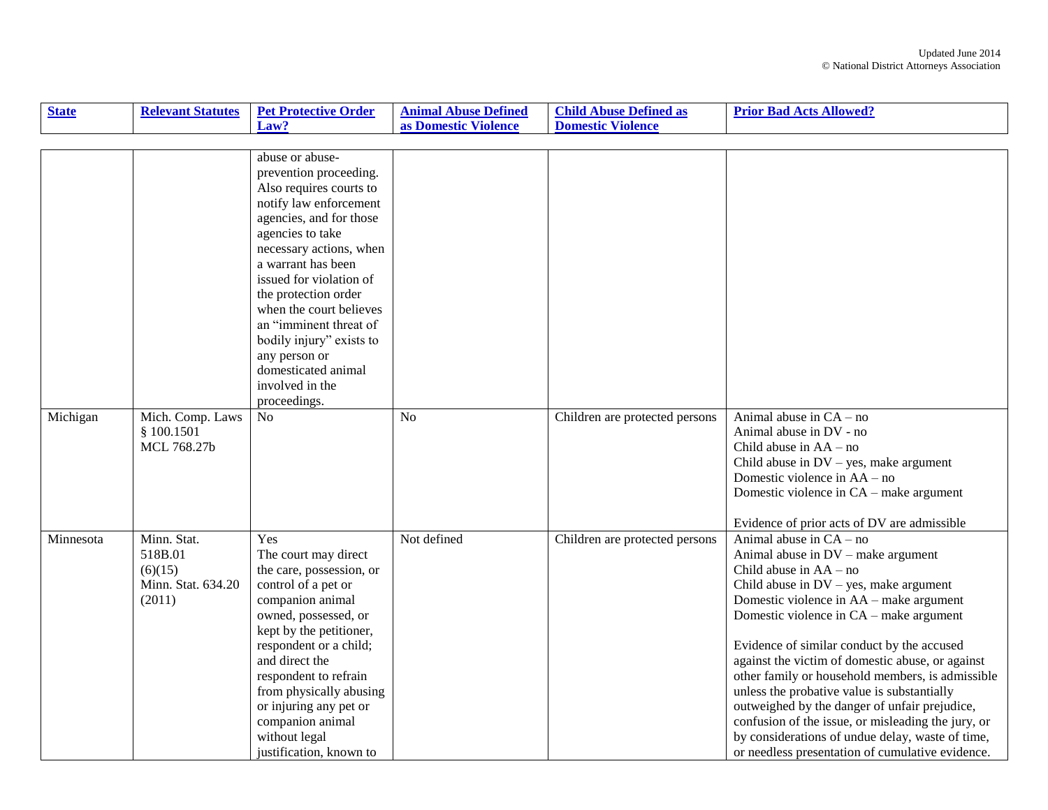| State | Relevant Statutes | Pet Protective Order Law? | Animal Abuse Defined as Domestic Violence | Child Abuse Defined as Domestic Violence | Prior Bad Acts Allowed? |
|---|---|---|---|---|---|
| | | abuse or abuse-prevention proceeding. Also requires courts to notify law enforcement agencies, and for those agencies to take necessary actions, when a warrant has been issued for violation of the protection order when the court believes an "imminent threat of bodily injury" exists to any person or domesticated animal involved in the proceedings. | | | |
| Michigan | Mich. Comp. Laws § 100.1501<br>MCL 768.27b | No | No | Children are protected persons | Animal abuse in CA – no<br>Animal abuse in DV - no<br>Child abuse in AA – no<br>Child abuse in DV – yes, make argument<br>Domestic violence in AA – no<br>Domestic violence in CA – make argument<br><br>Evidence of prior acts of DV are admissible |
| Minnesota | Minn. Stat. 518B.01 (6)(15)<br>Minn. Stat. 634.20 (2011) | Yes<br>The court may direct the care, possession, or control of a pet or companion animal owned, possessed, or kept by the petitioner, respondent or a child; and direct the respondent to refrain from physically abusing or injuring any pet or companion animal without legal justification, known to | Not defined | Children are protected persons | Animal abuse in CA – no<br>Animal abuse in DV – make argument<br>Child abuse in AA – no<br>Child abuse in DV – yes, make argument<br>Domestic violence in AA – make argument<br>Domestic violence in CA – make argument<br><br>Evidence of similar conduct by the accused against the victim of domestic abuse, or against other family or household members, is admissible unless the probative value is substantially outweighed by the danger of unfair prejudice, confusion of the issue, or misleading the jury, or by considerations of undue delay, waste of time, or needless presentation of cumulative evidence. |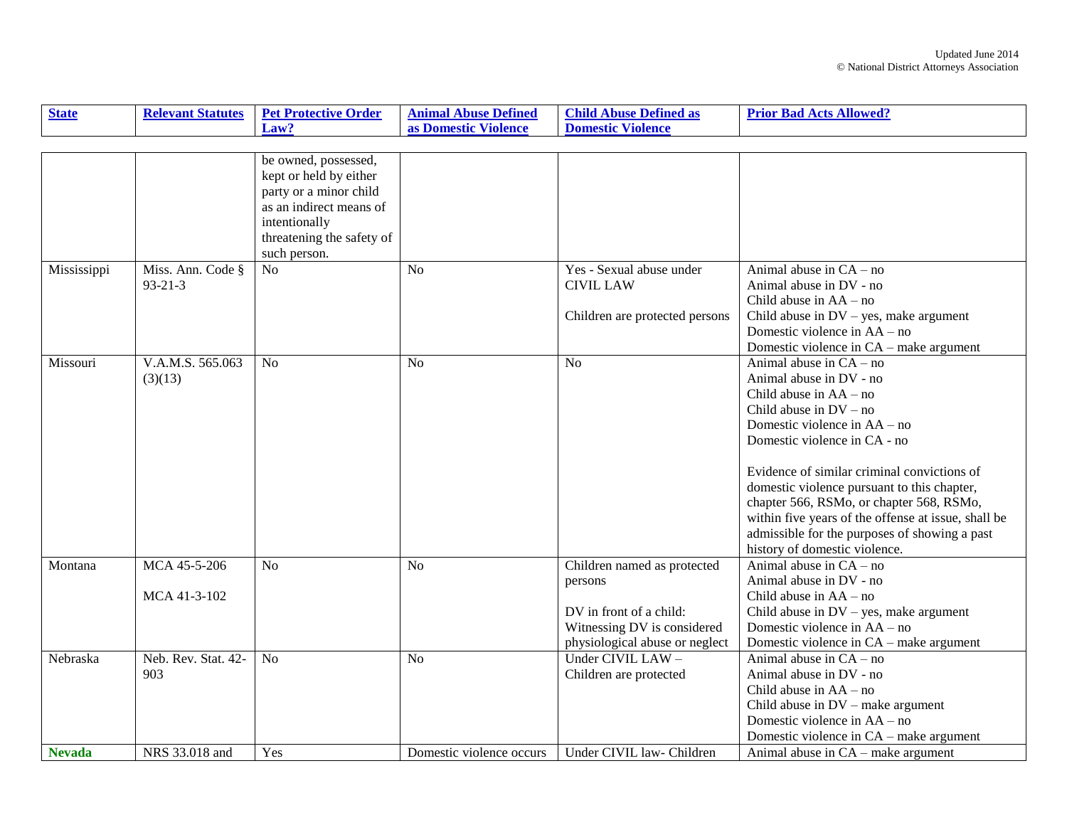| State | Relevant Statutes | Pet Protective Order Law? | Animal Abuse Defined as Domestic Violence | Child Abuse Defined as Domestic Violence | Prior Bad Acts Allowed? |
|---|---|---|---|---|---|
| | | be owned, possessed, kept or held by either party or a minor child as an indirect means of intentionally threatening the safety of such person. | | | |
| Mississippi | Miss. Ann. Code § 93-21-3 | No | No | Yes - Sexual abuse under CIVIL LAW<br><br>Children are protected persons | Animal abuse in CA – no<br>Animal abuse in DV - no<br>Child abuse in AA – no<br>Child abuse in DV – yes, make argument<br>Domestic violence in AA – no<br>Domestic violence in CA – make argument |
| Missouri | V.A.M.S. 565.063 (3)(13) | No | No | No | Animal abuse in CA – no<br>Animal abuse in DV - no<br>Child abuse in AA – no<br>Child abuse in DV – no<br>Domestic violence in AA – no<br>Domestic violence in CA - no<br><br>Evidence of similar criminal convictions of domestic violence pursuant to this chapter, chapter 566, RSMo, or chapter 568, RSMo, within five years of the offense at issue, shall be admissible for the purposes of showing a past history of domestic violence. |
| Montana | MCA 45-5-206<br><br>MCA 41-3-102 | No | No | Children named as protected persons<br><br>DV in front of a child: Witnessing DV is considered physiological abuse or neglect | Animal abuse in CA – no<br>Animal abuse in DV - no<br>Child abuse in AA – no<br>Child abuse in DV – yes, make argument<br>Domestic violence in AA – no<br>Domestic violence in CA – make argument |
| Nebraska | Neb. Rev. Stat. 42-903 | No | No | Under CIVIL LAW – Children are protected | Animal abuse in CA – no<br>Animal abuse in DV - no<br>Child abuse in AA – no<br>Child abuse in DV – make argument<br>Domestic violence in AA – no<br>Domestic violence in CA – make argument |
| **Nevada** | NRS 33.018 and | Yes | Domestic violence occurs | Under CIVIL law- Children | Animal abuse in CA – make argument |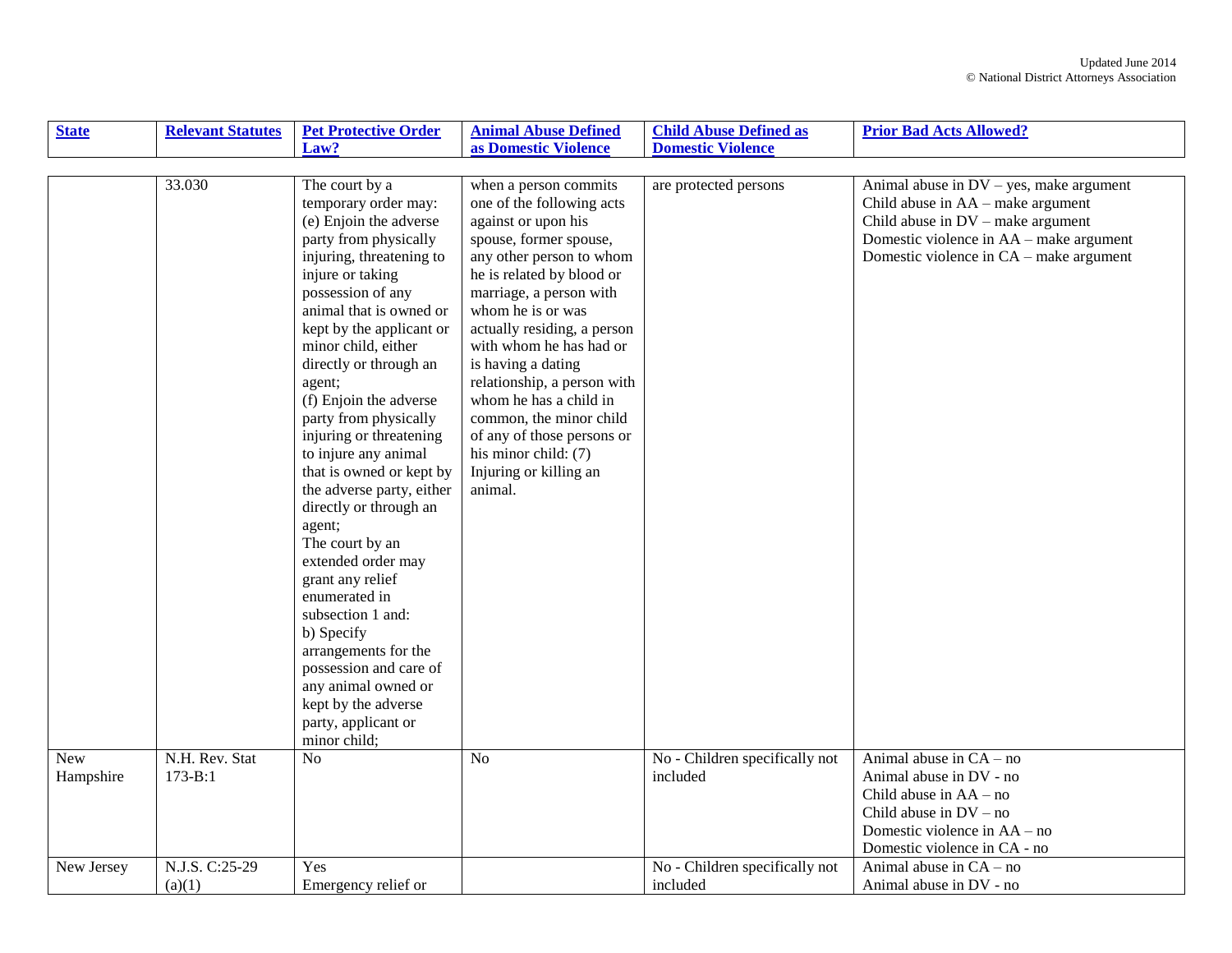| State | Relevant Statutes | Pet Protective Order Law? | Animal Abuse Defined as Domestic Violence | Child Abuse Defined as Domestic Violence | Prior Bad Acts Allowed? |
|---|---|---|---|---|---|
| | 33.030 | The court by a temporary order may: (e) Enjoin the adverse party from physically injuring, threatening to injure or taking possession of any animal that is owned or kept by the applicant or minor child, either directly or through an agent; (f) Enjoin the adverse party from physically injuring or threatening to injure any animal that is owned or kept by the adverse party, either directly or through an agent; The court by an extended order may grant any relief enumerated in subsection 1 and: b) Specify arrangements for the possession and care of any animal owned or kept by the adverse party, applicant or minor child; | when a person commits one of the following acts against or upon his spouse, former spouse, any other person to whom he is related by blood or marriage, a person with whom he is or was actually residing, a person with whom he has had or is having a dating relationship, a person with whom he has a child in common, the minor child of any of those persons or his minor child: (7) Injuring or killing an animal. | are protected persons | Animal abuse in DV – yes, make argument<br>Child abuse in AA – make argument<br>Child abuse in DV – make argument<br>Domestic violence in AA – make argument<br>Domestic violence in CA – make argument |
| New Hampshire | N.H. Rev. Stat 173-B:1 | No | No | No - Children specifically not included | Animal abuse in CA – no<br>Animal abuse in DV - no<br>Child abuse in AA – no<br>Child abuse in DV – no<br>Domestic violence in AA – no<br>Domestic violence in CA - no |
| New Jersey | N.J.S. C:25-29 (a)(1) | Yes<br>Emergency relief or | | No - Children specifically not included | Animal abuse in CA – no<br>Animal abuse in DV - no |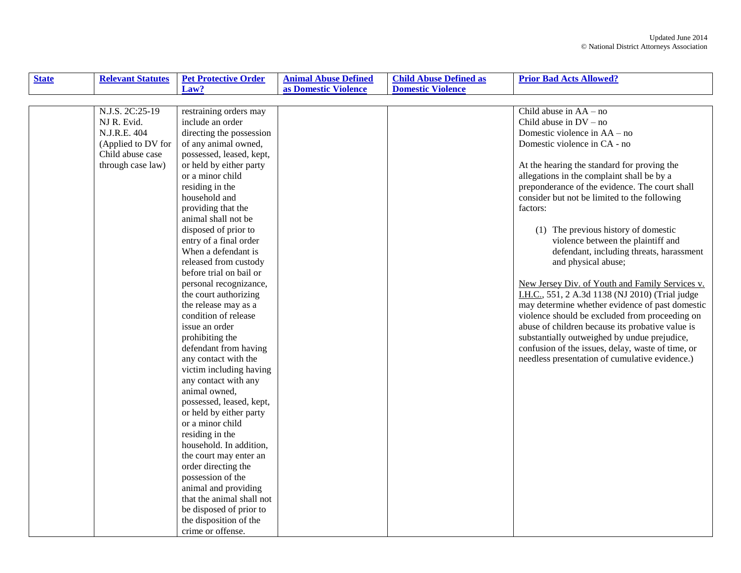| State | Relevant Statutes | Pet Protective Order Law? | Animal Abuse Defined as Domestic Violence | Child Abuse Defined as Domestic Violence | Prior Bad Acts Allowed? |
|---|---|---|---|---|---|
| | N.J.S. 2C:25-19<br>NJ R. Evid.<br>N.J.R.E. 404<br>(Applied to DV for Child abuse case through case law) | restraining orders may include an order directing the possession of any animal owned, possessed, leased, kept, or held by either party or a minor child residing in the household and providing that the animal shall not be disposed of prior to entry of a final order When a defendant is released from custody before trial on bail or personal recognizance, the court authorizing the release may as a condition of release issue an order prohibiting the defendant from having any contact with the victim including having any contact with any animal owned, possessed, leased, kept, or held by either party or a minor child residing in the household. In addition, the court may enter an order directing the possession of the animal and providing that the animal shall not be disposed of prior to the disposition of the crime or offense. | | | Child abuse in AA – no<br>Child abuse in DV – no<br>Domestic violence in AA – no<br>Domestic violence in CA - no<br><br>At the hearing the standard for proving the allegations in the complaint shall be by a preponderance of the evidence. The court shall consider but not be limited to the following factors:<br><br>(1) The previous history of domestic violence between the plaintiff and defendant, including threats, harassment and physical abuse;<br><br>New Jersey Div. of Youth and Family Services v. I.H.C., 551, 2 A.3d 1138 (NJ 2010) (Trial judge may determine whether evidence of past domestic violence should be excluded from proceeding on abuse of children because its probative value is substantially outweighed by undue prejudice, confusion of the issues, delay, waste of time, or needless presentation of cumulative evidence.) |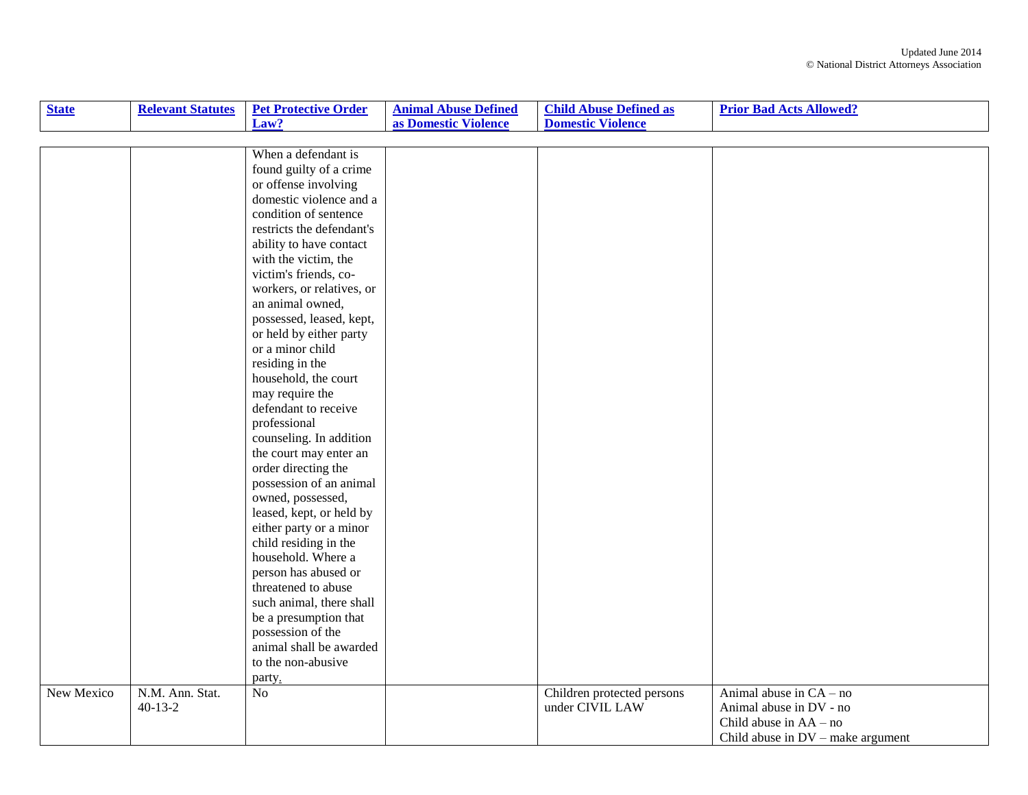| State | Relevant Statutes | Pet Protective Order Law? | Animal Abuse Defined as Domestic Violence | Child Abuse Defined as Domestic Violence | Prior Bad Acts Allowed? |
|---|---|---|---|---|---|
| | | When a defendant is found guilty of a crime or offense involving domestic violence and a condition of sentence restricts the defendant's ability to have contact with the victim, the victim's friends, co-workers, or relatives, or an animal owned, possessed, leased, kept, or held by either party or a minor child residing in the household, the court may require the defendant to receive professional counseling. In addition the court may enter an order directing the possession of an animal owned, possessed, leased, kept, or held by either party or a minor child residing in the household. Where a person has abused or threatened to abuse such animal, there shall be a presumption that possession of the animal shall be awarded to the non-abusive party. | | | |
| New Mexico | N.M. Ann. Stat. 40-13-2 | No | | Children protected persons under CIVIL LAW | Animal abuse in CA – no<br>Animal abuse in DV - no<br>Child abuse in AA – no<br>Child abuse in DV – make argument |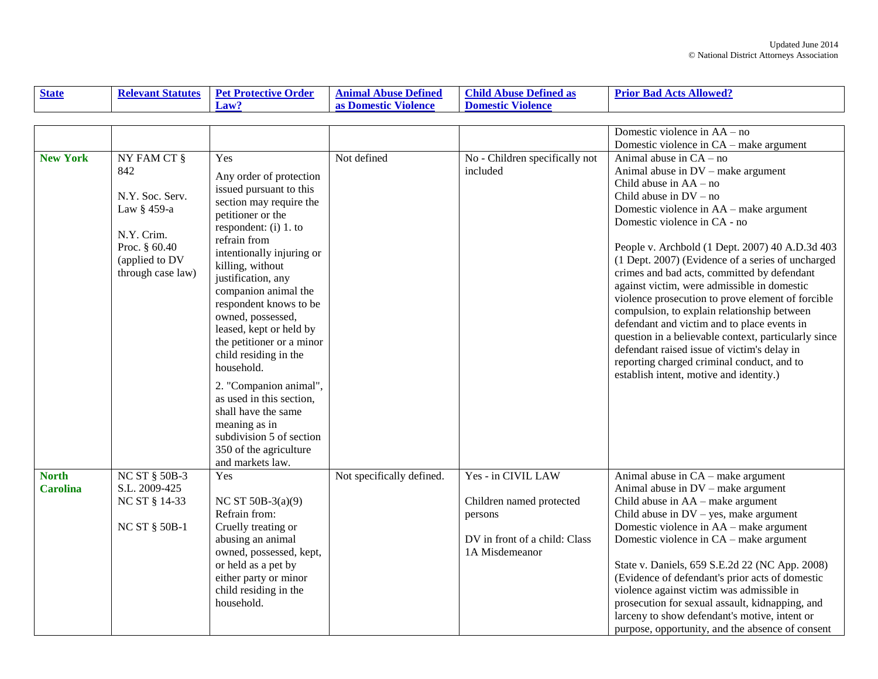| State | Relevant Statutes | Pet Protective Order Law? | Animal Abuse Defined as Domestic Violence | Child Abuse Defined as Domestic Violence | Prior Bad Acts Allowed? |
|---|---|---|---|---|---|
| | | | | | Domestic violence in AA – no<br>Domestic violence in CA – make argument |
| **New York** | NY FAM CT § 842<br><br>N.Y. Soc. Serv. Law § 459-a<br><br>N.Y. Crim. Proc. § 60.40 (applied to DV through case law) | Yes<br><br>Any order of protection issued pursuant to this section may require the petitioner or the respondent: (i) 1. to refrain from intentionally injuring or killing, without justification, any companion animal the respondent knows to be owned, possessed, leased, kept or held by the petitioner or a minor child residing in the household.<br><br>2. "Companion animal", as used in this section, shall have the same meaning as in subdivision 5 of section 350 of the agriculture and markets law. | Not defined | No - Children specifically not included | Animal abuse in CA – no<br>Animal abuse in DV – make argument<br>Child abuse in AA – no<br>Child abuse in DV – no<br>Domestic violence in AA – make argument<br>Domestic violence in CA - no<br><br>People v. Archbold (1 Dept. 2007) 40 A.D.3d 403 (1 Dept. 2007) (Evidence of a series of uncharged crimes and bad acts, committed by defendant against victim, were admissible in domestic violence prosecution to prove element of forcible compulsion, to explain relationship between defendant and victim and to place events in question in a believable context, particularly since defendant raised issue of victim's delay in reporting charged criminal conduct, and to establish intent, motive and identity.) |
| **North Carolina** | NC ST § 50B-3<br>S.L. 2009-425<br>NC ST § 14-33<br><br>NC ST § 50B-1 | Yes<br><br>NC ST 50B-3(a)(9)<br>Refrain from:<br>Cruelly treating or abusing an animal owned, possessed, kept, or held as a pet by either party or minor child residing in the household. | Not specifically defined. | Yes - in CIVIL LAW<br><br>Children named protected persons<br><br>DV in front of a child: Class 1A Misdemeanor | Animal abuse in CA – make argument<br>Animal abuse in DV – make argument<br>Child abuse in AA – make argument<br>Child abuse in DV – yes, make argument<br>Domestic violence in AA – make argument<br>Domestic violence in CA – make argument<br><br>State v. Daniels, 659 S.E.2d 22 (NC App. 2008) (Evidence of defendant's prior acts of domestic violence against victim was admissible in prosecution for sexual assault, kidnapping, and larceny to show defendant's motive, intent or purpose, opportunity, and the absence of consent |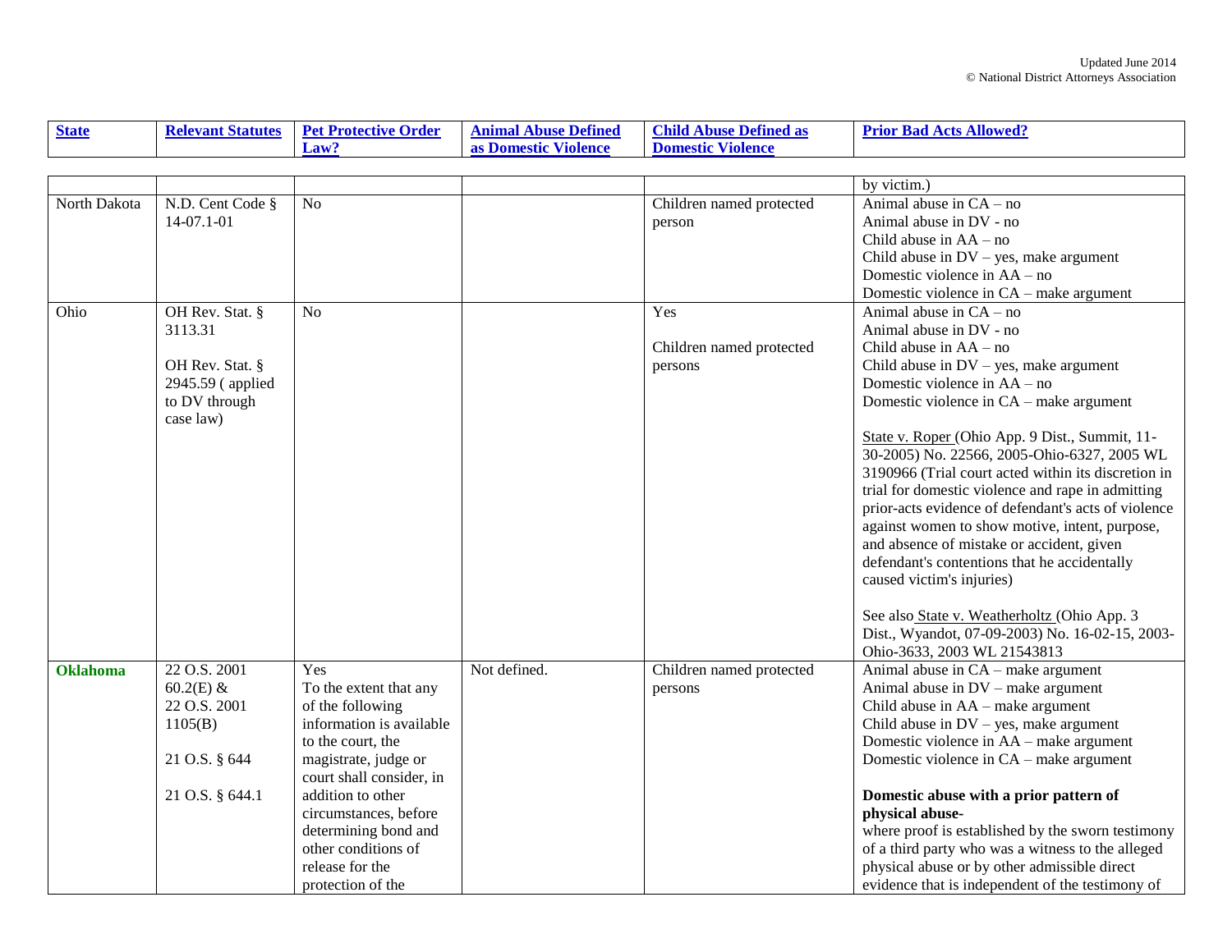| State | Relevant Statutes | Pet Protective Order Law? | Animal Abuse Defined as Domestic Violence | Child Abuse Defined as Domestic Violence | Prior Bad Acts Allowed? |
|---|---|---|---|---|---|
| | | | | | by victim.) |
| North Dakota | N.D. Cent Code § 14-07.1-01 | No | | Children named protected person | Animal abuse in CA – no<br>Animal abuse in DV - no<br>Child abuse in AA – no<br>Child abuse in DV – yes, make argument<br>Domestic violence in AA – no<br>Domestic violence in CA – make argument |
| Ohio | OH Rev. Stat. § 3113.31<br><br>OH Rev. Stat. § 2945.59 ( applied to DV through case law) | No | | Yes<br><br>Children named protected persons | Animal abuse in CA – no<br>Animal abuse in DV - no<br>Child abuse in AA – no<br>Child abuse in DV – yes, make argument<br>Domestic violence in AA – no<br>Domestic violence in CA – make argument<br><br>State v. Roper (Ohio App. 9 Dist., Summit, 11-30-2005) No. 22566, 2005-Ohio-6327, 2005 WL 3190966 (Trial court acted within its discretion in trial for domestic violence and rape in admitting prior-acts evidence of defendant's acts of violence against women to show motive, intent, purpose, and absence of mistake or accident, given defendant's contentions that he accidentally caused victim's injuries)<br><br>See also State v. Weatherholtz (Ohio App. 3 Dist., Wyandot, 07-09-2003) No. 16-02-15, 2003-Ohio-3633, 2003 WL 21543813 |
| **Oklahoma** | 22 O.S. 2001 60.2(E) &<br>22 O.S. 2001 1105(B)<br><br>21 O.S. § 644<br><br>21 O.S. § 644.1 | Yes<br>To the extent that any of the following information is available to the court, the magistrate, judge or court shall consider, in addition to other circumstances, before determining bond and other conditions of release for the protection of the | Not defined. | Children named protected persons | Animal abuse in CA – make argument<br>Animal abuse in DV – make argument<br>Child abuse in AA – make argument<br>Child abuse in DV – yes, make argument<br>Domestic violence in AA – make argument<br>Domestic violence in CA – make argument<br><br>**Domestic abuse with a prior pattern of physical abuse-**<br>where proof is established by the sworn testimony of a third party who was a witness to the alleged physical abuse or by other admissible direct evidence that is independent of the testimony of |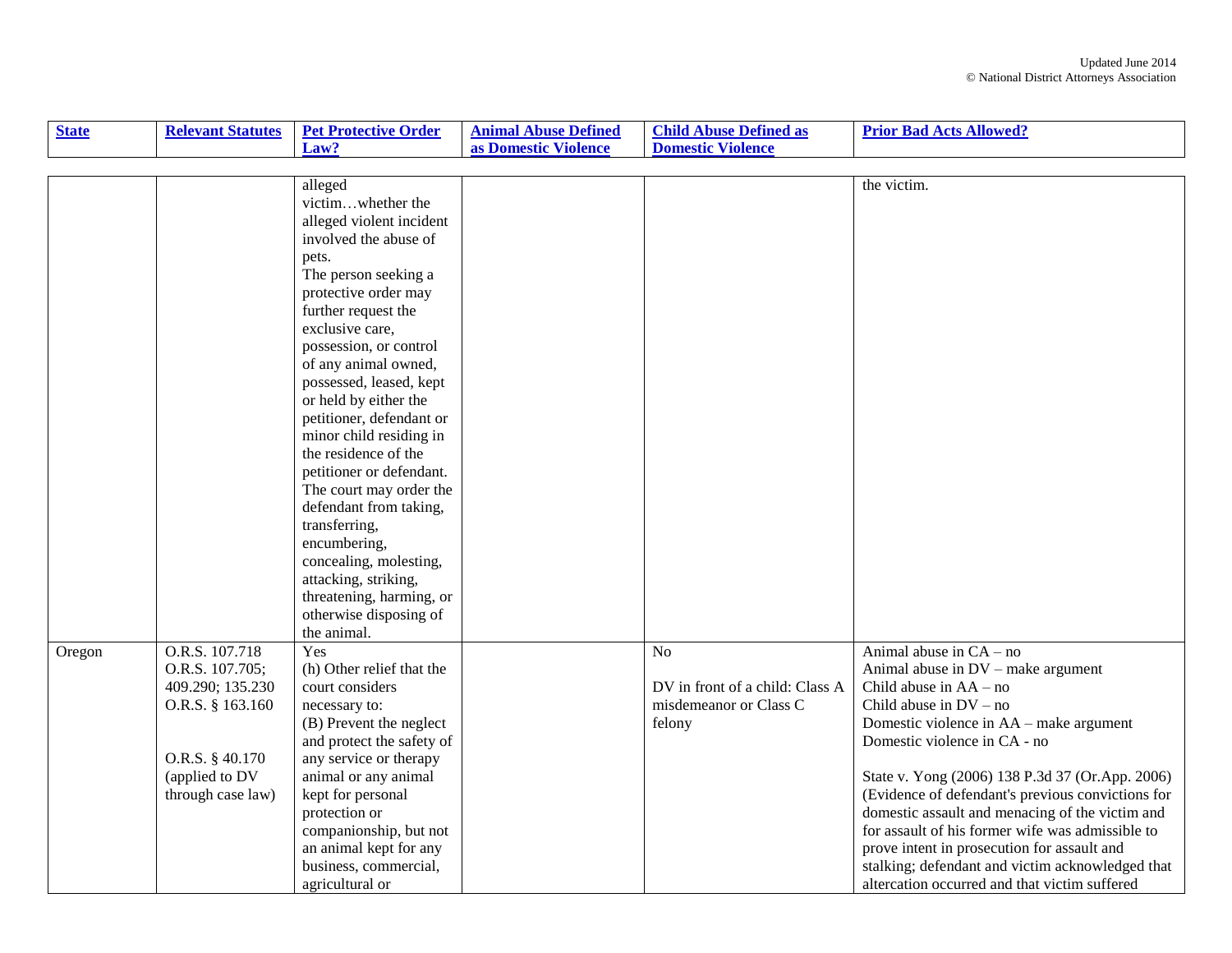| State | Relevant Statutes | Pet Protective Order Law? | Animal Abuse Defined as Domestic Violence | Child Abuse Defined as Domestic Violence | Prior Bad Acts Allowed? |
|---|---|---|---|---|---|
| | | alleged victim…whether the alleged violent incident involved the abuse of pets.<br>The person seeking a protective order may further request the exclusive care, possession, or control of any animal owned, possessed, leased, kept or held by either the petitioner, defendant or minor child residing in the residence of the petitioner or defendant. The court may order the defendant from taking, transferring, encumbering, concealing, molesting, attacking, striking, threatening, harming, or otherwise disposing of the animal. | | | the victim. |
| Oregon | O.R.S. 107.718<br>O.R.S. 107.705; 409.290; 135.230<br>O.R.S. § 163.160<br><br>O.R.S. § 40.170 (applied to DV through case law) | Yes<br>(h) Other relief that the court considers necessary to:<br>(B) Prevent the neglect and protect the safety of any service or therapy animal or any animal kept for personal protection or companionship, but not an animal kept for any business, commercial, agricultural or | | No<br><br>DV in front of a child: Class A misdemeanor or Class C felony | Animal abuse in CA – no<br>Animal abuse in DV – make argument<br>Child abuse in AA – no<br>Child abuse in DV – no<br>Domestic violence in AA – make argument<br>Domestic violence in CA - no<br><br>State v. Yong (2006) 138 P.3d 37 (Or.App. 2006) (Evidence of defendant's previous convictions for domestic assault and menacing of the victim and for assault of his former wife was admissible to prove intent in prosecution for assault and stalking; defendant and victim acknowledged that altercation occurred and that victim suffered |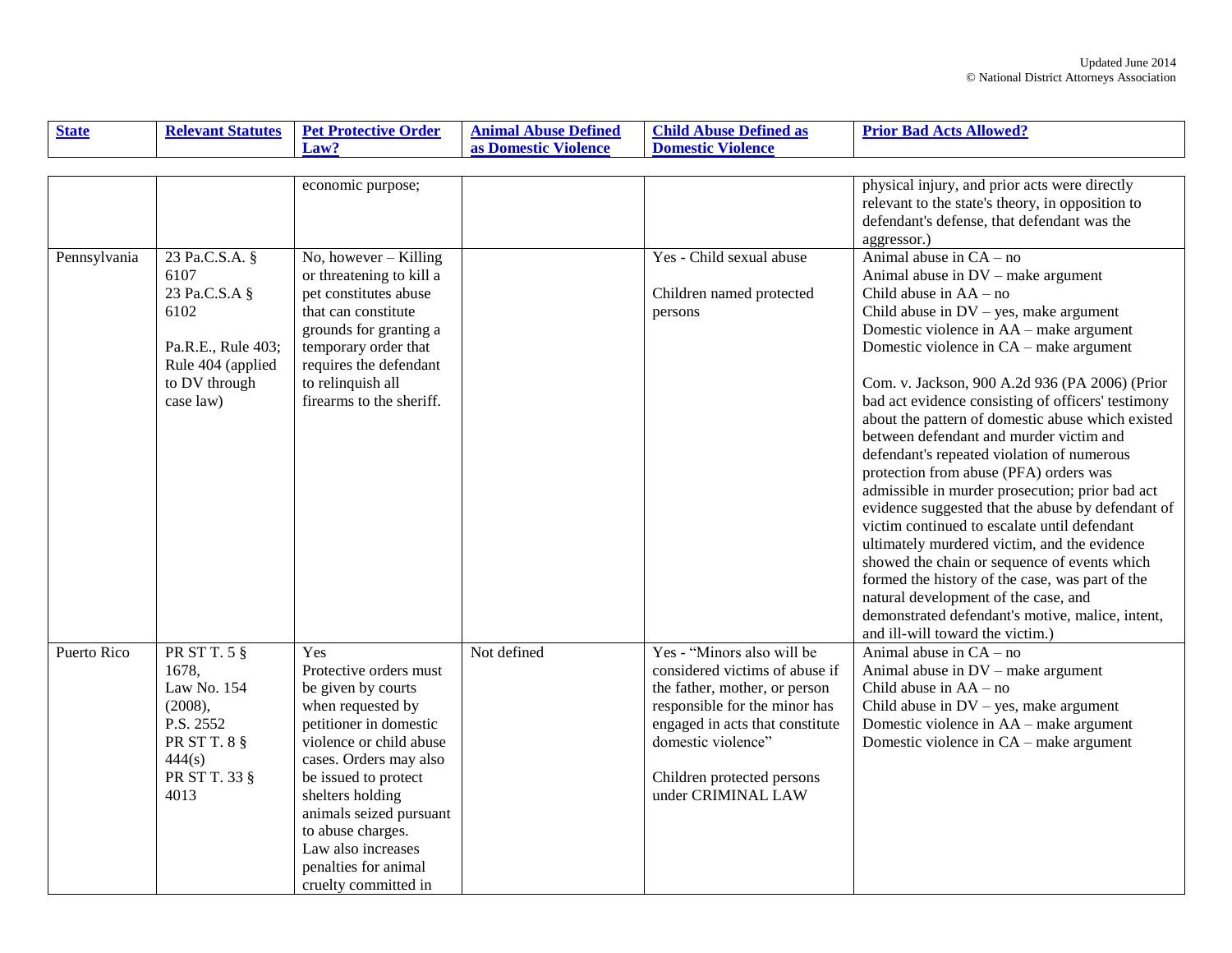| State | Relevant Statutes | Pet Protective Order Law? | Animal Abuse Defined as Domestic Violence | Child Abuse Defined as Domestic Violence | Prior Bad Acts Allowed? |
|---|---|---|---|---|---|
| | | economic purpose; | | | physical injury, and prior acts were directly relevant to the state's theory, in opposition to defendant's defense, that defendant was the aggressor.) |
| Pennsylvania | 23 Pa.C.S.A. § 6107<br>23 Pa.C.S.A § 6102<br><br>Pa.R.E., Rule 403; Rule 404 (applied to DV through case law) | No, however – Killing or threatening to kill a pet constitutes abuse that can constitute grounds for granting a temporary order that requires the defendant to relinquish all firearms to the sheriff. | | Yes - Child sexual abuse<br><br>Children named protected persons | Animal abuse in CA – no<br>Animal abuse in DV – make argument<br>Child abuse in AA – no<br>Child abuse in DV – yes, make argument<br>Domestic violence in AA – make argument<br>Domestic violence in CA – make argument<br><br>Com. v. Jackson, 900 A.2d 936 (PA 2006) (Prior bad act evidence consisting of officers' testimony about the pattern of domestic abuse which existed between defendant and murder victim and defendant's repeated violation of numerous protection from abuse (PFA) orders was admissible in murder prosecution; prior bad act evidence suggested that the abuse by defendant of victim continued to escalate until defendant ultimately murdered victim, and the evidence showed the chain or sequence of events which formed the history of the case, was part of the natural development of the case, and demonstrated defendant's motive, malice, intent, and ill-will toward the victim.) |
| Puerto Rico | PR ST T. 5 § 1678,<br>Law No. 154 (2008),<br>P.S. 2552<br>PR ST T. 8 § 444(s)<br>PR ST T. 33 § 4013 | Yes<br>Protective orders must be given by courts when requested by petitioner in domestic violence or child abuse cases. Orders may also be issued to protect shelters holding animals seized pursuant to abuse charges. Law also increases penalties for animal cruelty committed in | Not defined | Yes - "Minors also will be considered victims of abuse if the father, mother, or person responsible for the minor has engaged in acts that constitute domestic violence"<br><br>Children protected persons under CRIMINAL LAW | Animal abuse in CA – no<br>Animal abuse in DV – make argument<br>Child abuse in AA – no<br>Child abuse in DV – yes, make argument<br>Domestic violence in AA – make argument<br>Domestic violence in CA – make argument |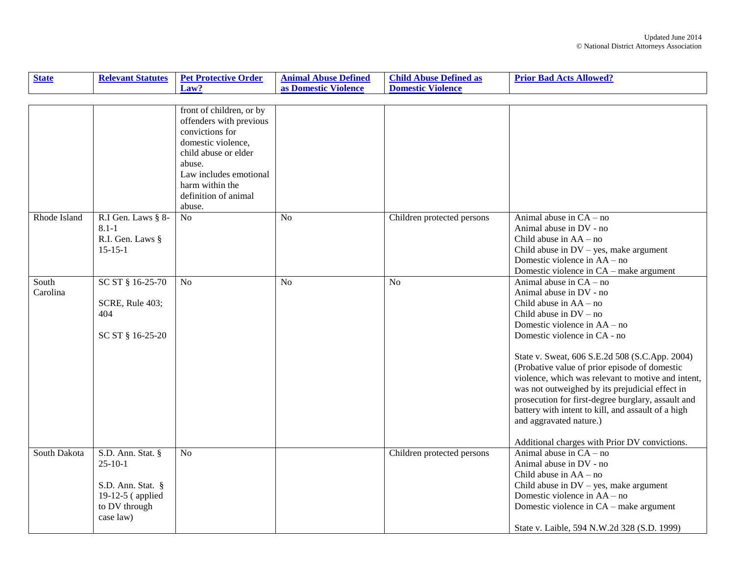| State | Relevant Statutes | Pet Protective Order Law? | Animal Abuse Defined as Domestic Violence | Child Abuse Defined as Domestic Violence | Prior Bad Acts Allowed? |
|---|---|---|---|---|---|
| | | front of children, or by offenders with previous convictions for domestic violence, child abuse or elder abuse. Law includes emotional harm within the definition of animal abuse. | | | |
| Rhode Island | R.I Gen. Laws § 8-8.1-1 R.I. Gen. Laws § 15-15-1 | No | No | Children protected persons | Animal abuse in CA – no Animal abuse in DV - no Child abuse in AA – no Child abuse in DV – yes, make argument Domestic violence in AA – no Domestic violence in CA – make argument |
| South Carolina | SC ST § 16-25-70 SCRE, Rule 403; 404 SC ST § 16-25-20 | No | No | No | Animal abuse in CA – no Animal abuse in DV - no Child abuse in AA – no Child abuse in DV – no Domestic violence in AA – no Domestic violence in CA - no State v. Sweat, 606 S.E.2d 508 (S.C.App. 2004) (Probative value of prior episode of domestic violence, which was relevant to motive and intent, was not outweighed by its prejudicial effect in prosecution for first-degree burglary, assault and battery with intent to kill, and assault of a high and aggravated nature.) Additional charges with Prior DV convictions. |
| South Dakota | S.D. Ann. Stat. § 25-10-1 S.D. Ann. Stat. § 19-12-5 ( applied to DV through case law) | No | | Children protected persons | Animal abuse in CA – no Animal abuse in DV - no Child abuse in AA – no Child abuse in DV – yes, make argument Domestic violence in AA – no Domestic violence in CA – make argument State v. Laible, 594 N.W.2d 328 (S.D. 1999) |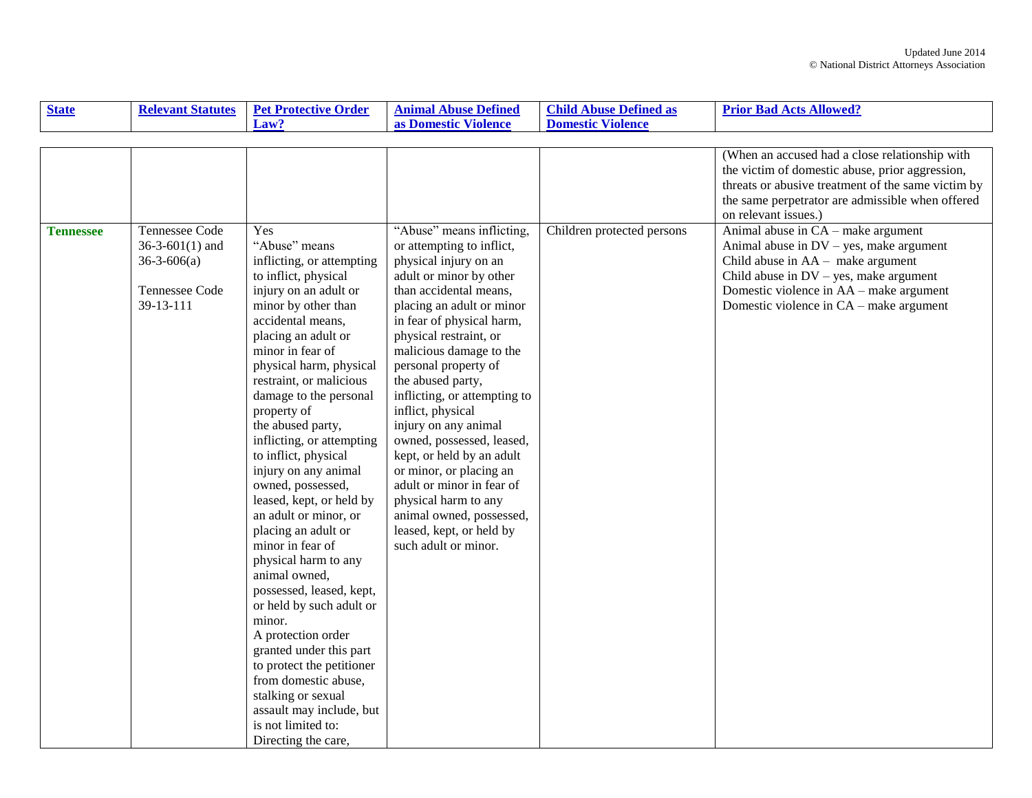| State | Relevant Statutes | Pet Protective Order Law? | Animal Abuse Defined as Domestic Violence | Child Abuse Defined as Domestic Violence | Prior Bad Acts Allowed? |
|---|---|---|---|---|---|
| | | | | | (When an accused had a close relationship with the victim of domestic abuse, prior aggression, threats or abusive treatment of the same victim by the same perpetrator are admissible when offered on relevant issues.) |
| **Tennessee** | Tennessee Code 36-3-601(1) and 36-3-606(a)<br><br>Tennessee Code 39-13-111 | Yes<br>"Abuse" means inflicting, or attempting to inflict, physical injury on an adult or minor by other than accidental means, placing an adult or minor in fear of physical harm, physical restraint, or malicious damage to the personal property of the abused party, inflicting, or attempting to inflict, physical injury on any animal owned, possessed, leased, kept, or held by an adult or minor, or placing an adult or minor in fear of physical harm to any animal owned, possessed, leased, kept, or held by such adult or minor.<br>A protection order granted under this part to protect the petitioner from domestic abuse, stalking or sexual assault may include, but is not limited to:<br>Directing the care, | "Abuse" means inflicting, or attempting to inflict, physical injury on an adult or minor by other than accidental means, placing an adult or minor in fear of physical harm, physical restraint, or malicious damage to the personal property of the abused party, inflicting, or attempting to inflict, physical injury on any animal owned, possessed, leased, kept, or held by an adult or minor, or placing an adult or minor in fear of physical harm to any animal owned, possessed, leased, kept, or held by such adult or minor. | Children protected persons | Animal abuse in CA – make argument<br>Animal abuse in DV – yes, make argument<br>Child abuse in AA – make argument<br>Child abuse in DV – yes, make argument<br>Domestic violence in AA – make argument<br>Domestic violence in CA – make argument |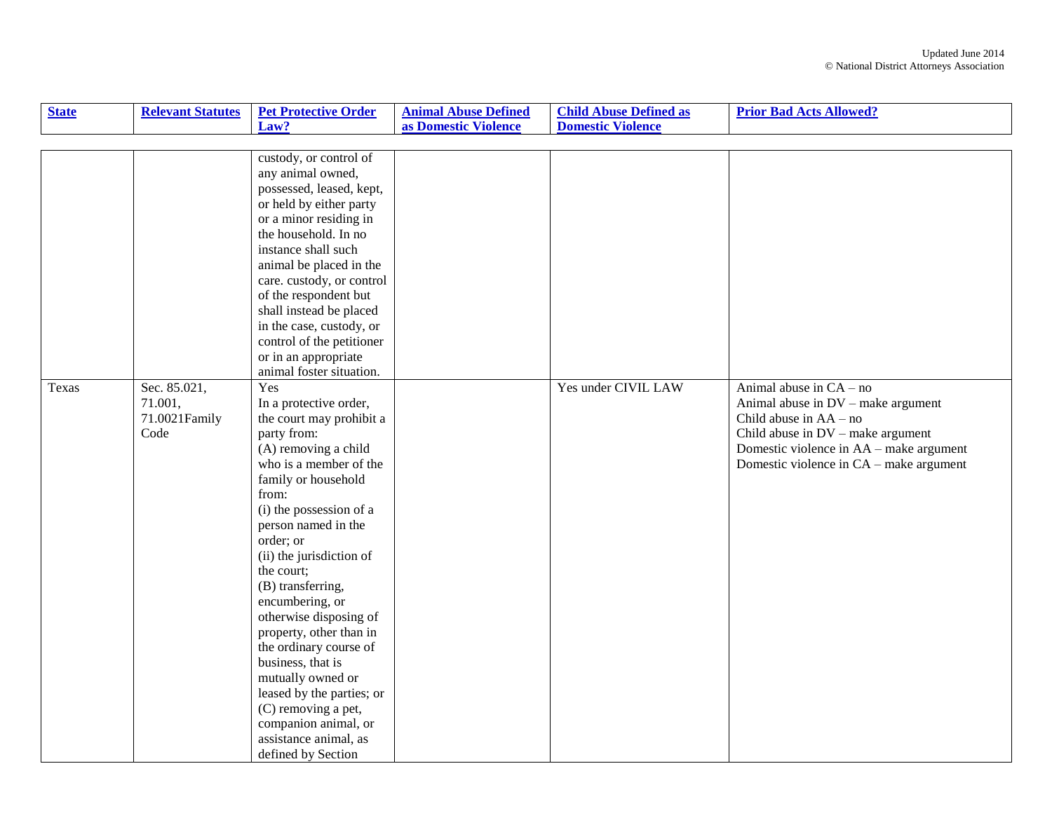| State | Relevant Statutes | Pet Protective Order Law? | Animal Abuse Defined as Domestic Violence | Child Abuse Defined as Domestic Violence | Prior Bad Acts Allowed? |
|---|---|---|---|---|---|
| | | custody, or control of any animal owned, possessed, leased, kept, or held by either party or a minor residing in the household. In no instance shall such animal be placed in the care. custody, or control of the respondent but shall instead be placed in the case, custody, or control of the petitioner or in an appropriate animal foster situation. | | | |
| Texas | Sec. 85.021, 71.001, 71.0021Family Code | Yes<br>In a protective order, the court may prohibit a party from:<br>(A) removing a child who is a member of the family or household from:<br>(i) the possession of a person named in the order; or<br>(ii) the jurisdiction of the court;<br>(B) transferring, encumbering, or otherwise disposing of property, other than in the ordinary course of business, that is mutually owned or leased by the parties; or<br>(C) removing a pet, companion animal, or assistance animal, as defined by Section | | Yes under CIVIL LAW | Animal abuse in CA – no<br>Animal abuse in DV – make argument<br>Child abuse in AA – no<br>Child abuse in DV – make argument<br>Domestic violence in AA – make argument<br>Domestic violence in CA – make argument |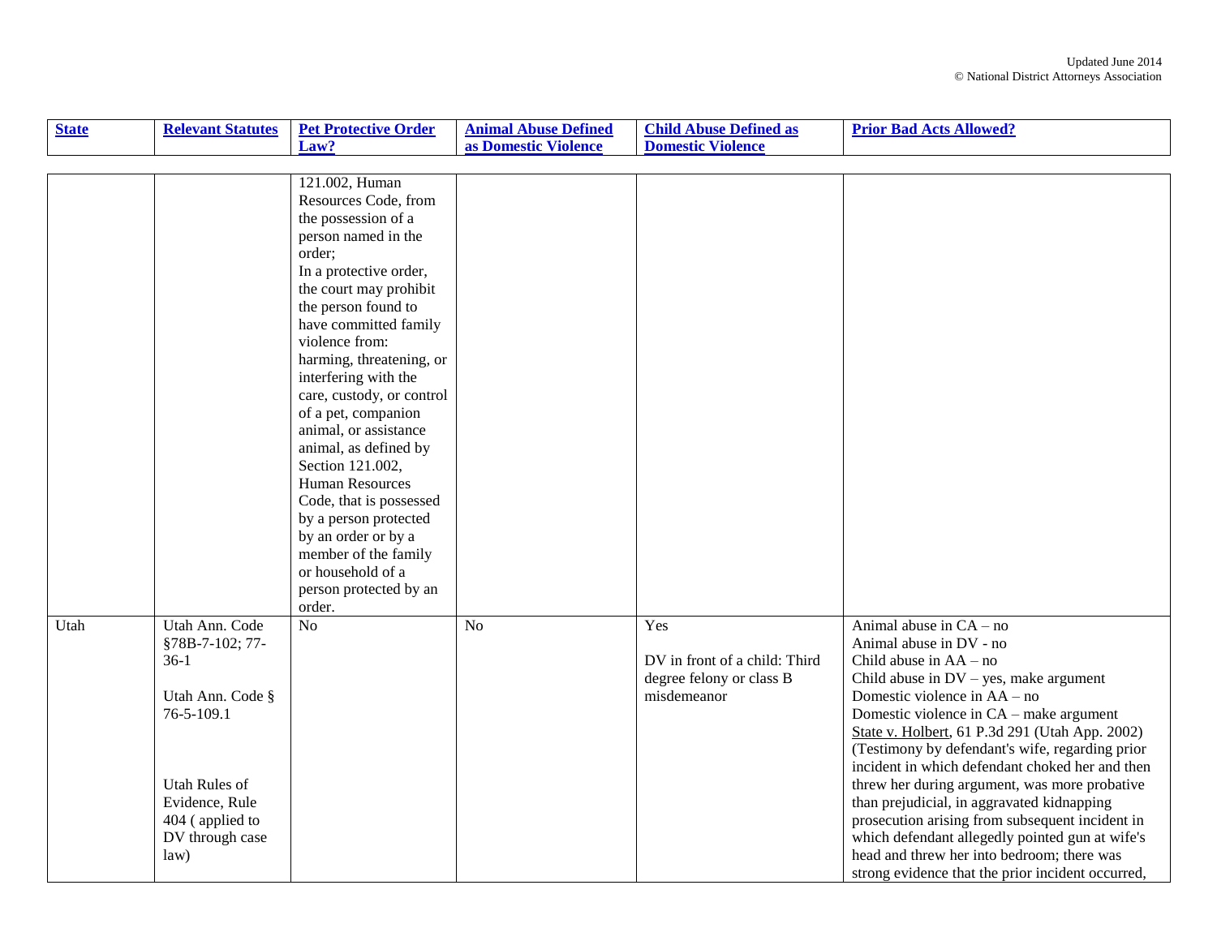| State | Relevant Statutes | Pet Protective Order Law? | Animal Abuse Defined as Domestic Violence | Child Abuse Defined as Domestic Violence | Prior Bad Acts Allowed? |
|---|---|---|---|---|---|
| | | 121.002, Human Resources Code, from the possession of a person named in the order;<br>In a protective order, the court may prohibit the person found to have committed family violence from:<br>harming, threatening, or interfering with the care, custody, or control of a pet, companion animal, or assistance animal, as defined by Section 121.002, Human Resources Code, that is possessed by a person protected by an order or by a member of the family or household of a person protected by an order. | | | |
| Utah | Utah Ann. Code §78B-7-102; 77-36-1<br><br>Utah Ann. Code § 76-5-109.1<br><br>Utah Rules of Evidence, Rule 404 ( applied to DV through case law) | No | No | Yes<br><br>DV in front of a child: Third degree felony or class B misdemeanor | Animal abuse in CA – no<br>Animal abuse in DV - no<br>Child abuse in AA – no<br>Child abuse in DV – yes, make argument<br>Domestic violence in AA – no<br>Domestic violence in CA – make argument<br>State v. Holbert, 61 P.3d 291 (Utah App. 2002) (Testimony by defendant's wife, regarding prior incident in which defendant choked her and then threw her during argument, was more probative than prejudicial, in aggravated kidnapping prosecution arising from subsequent incident in which defendant allegedly pointed gun at wife's head and threw her into bedroom; there was strong evidence that the prior incident occurred, |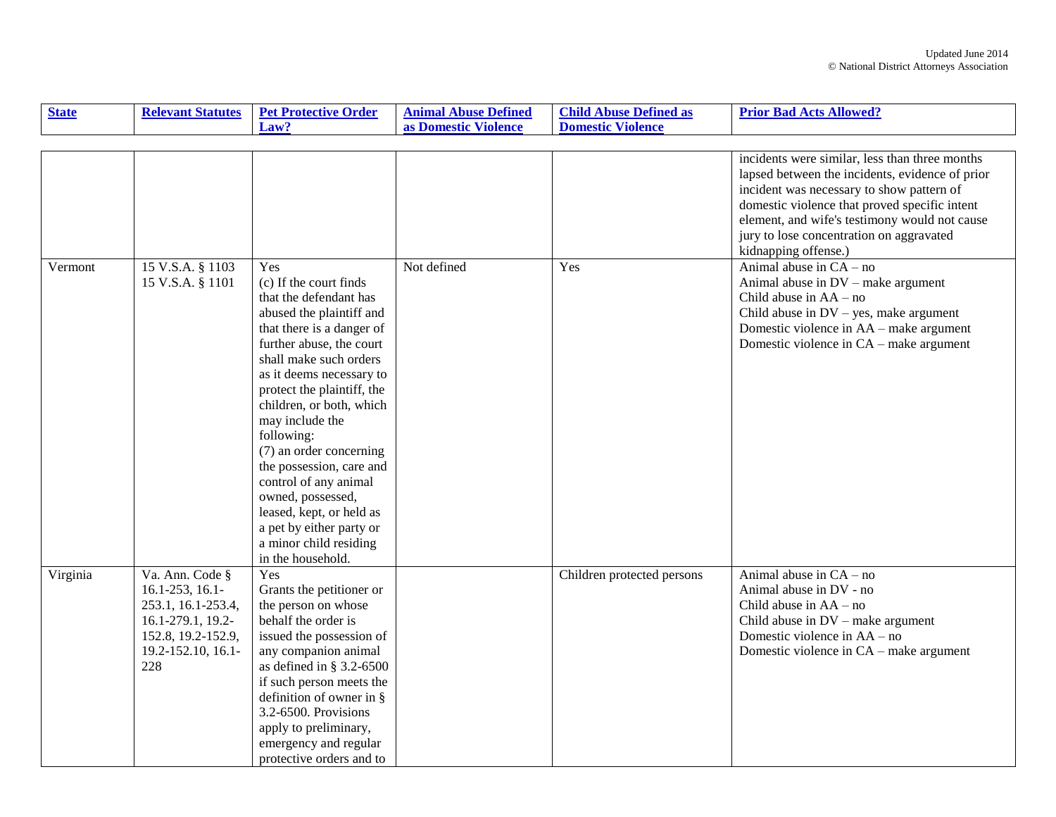| State | Relevant Statutes | Pet Protective Order Law? | Animal Abuse Defined as Domestic Violence | Child Abuse Defined as Domestic Violence | Prior Bad Acts Allowed? |
|---|---|---|---|---|---|
| | | | | | incidents were similar, less than three months lapsed between the incidents, evidence of prior incident was necessary to show pattern of domestic violence that proved specific intent element, and wife's testimony would not cause jury to lose concentration on aggravated kidnapping offense.) |
| Vermont | 15 V.S.A. § 1103<br>15 V.S.A. § 1101 | Yes<br>(c) If the court finds that the defendant has abused the plaintiff and that there is a danger of further abuse, the court shall make such orders as it deems necessary to protect the plaintiff, the children, or both, which may include the following:<br>(7) an order concerning the possession, care and control of any animal owned, possessed, leased, kept, or held as a pet by either party or a minor child residing in the household. | Not defined | Yes | Animal abuse in CA – no<br>Animal abuse in DV – make argument<br>Child abuse in AA – no<br>Child abuse in DV – yes, make argument<br>Domestic violence in AA – make argument<br>Domestic violence in CA – make argument |
| Virginia | Va. Ann. Code § 16.1-253, 16.1-253.1, 16.1-253.4, 16.1-279.1, 19.2-152.8, 19.2-152.9, 19.2-152.10, 16.1-228 | Yes<br>Grants the petitioner or the person on whose behalf the order is issued the possession of any companion animal as defined in § 3.2-6500 if such person meets the definition of owner in § 3.2-6500. Provisions apply to preliminary, emergency and regular protective orders and to | | Children protected persons | Animal abuse in CA – no<br>Animal abuse in DV - no<br>Child abuse in AA – no<br>Child abuse in DV – make argument<br>Domestic violence in AA – no<br>Domestic violence in CA – make argument |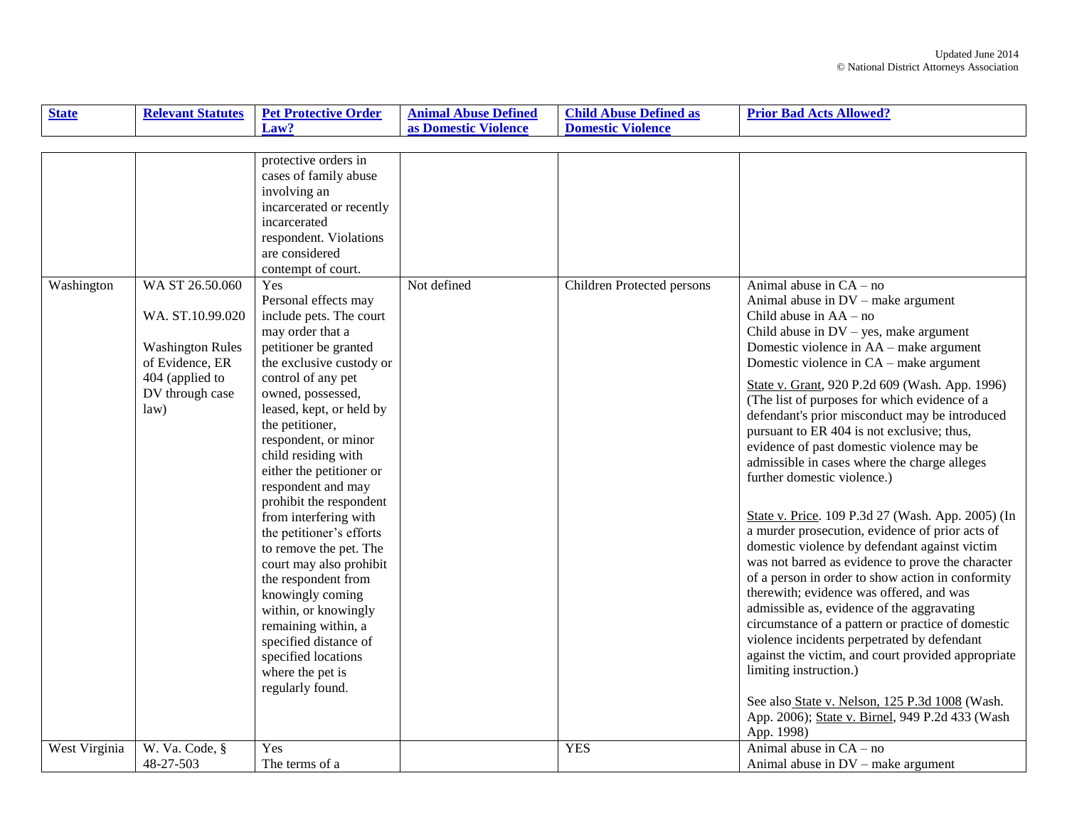| State | Relevant Statutes | Pet Protective Order Law? | Animal Abuse Defined as Domestic Violence | Child Abuse Defined as Domestic Violence | Prior Bad Acts Allowed? |
|---|---|---|---|---|---|
| | | protective orders in cases of family abuse involving an incarcerated or recently incarcerated respondent. Violations are considered contempt of court. | | | |
| Washington | WA ST 26.50.060<br><br>WA. ST.10.99.020<br><br>Washington Rules of Evidence, ER 404 (applied to DV through case law) | Yes<br>Personal effects may include pets. The court may order that a petitioner be granted the exclusive custody or control of any pet owned, possessed, leased, kept, or held by the petitioner, respondent, or minor child residing with either the petitioner or respondent and may prohibit the respondent from interfering with the petitioner's efforts to remove the pet. The court may also prohibit the respondent from knowingly coming within, or knowingly remaining within, a specified distance of specified locations where the pet is regularly found. | Not defined | Children Protected persons | Animal abuse in CA – no<br>Animal abuse in DV – make argument<br>Child abuse in AA – no<br>Child abuse in DV – yes, make argument<br>Domestic violence in AA – make argument<br>Domestic violence in CA – make argument<br><br>State v. Grant, 920 P.2d 609 (Wash. App. 1996) (The list of purposes for which evidence of a defendant's prior misconduct may be introduced pursuant to ER 404 is not exclusive; thus, evidence of past domestic violence may be admissible in cases where the charge alleges further domestic violence.)<br><br>State v. Price. 109 P.3d 27 (Wash. App. 2005) (In a murder prosecution, evidence of prior acts of domestic violence by defendant against victim was not barred as evidence to prove the character of a person in order to show action in conformity therewith; evidence was offered, and was admissible as, evidence of the aggravating circumstance of a pattern or practice of domestic violence incidents perpetrated by defendant against the victim, and court provided appropriate limiting instruction.)<br><br>See also State v. Nelson, 125 P.3d 1008 (Wash. App. 2006); State v. Birnel, 949 P.2d 433 (Wash App. 1998) |
| West Virginia | W. Va. Code, § 48-27-503 | Yes<br>The terms of a | | YES | Animal abuse in CA – no<br>Animal abuse in DV – make argument |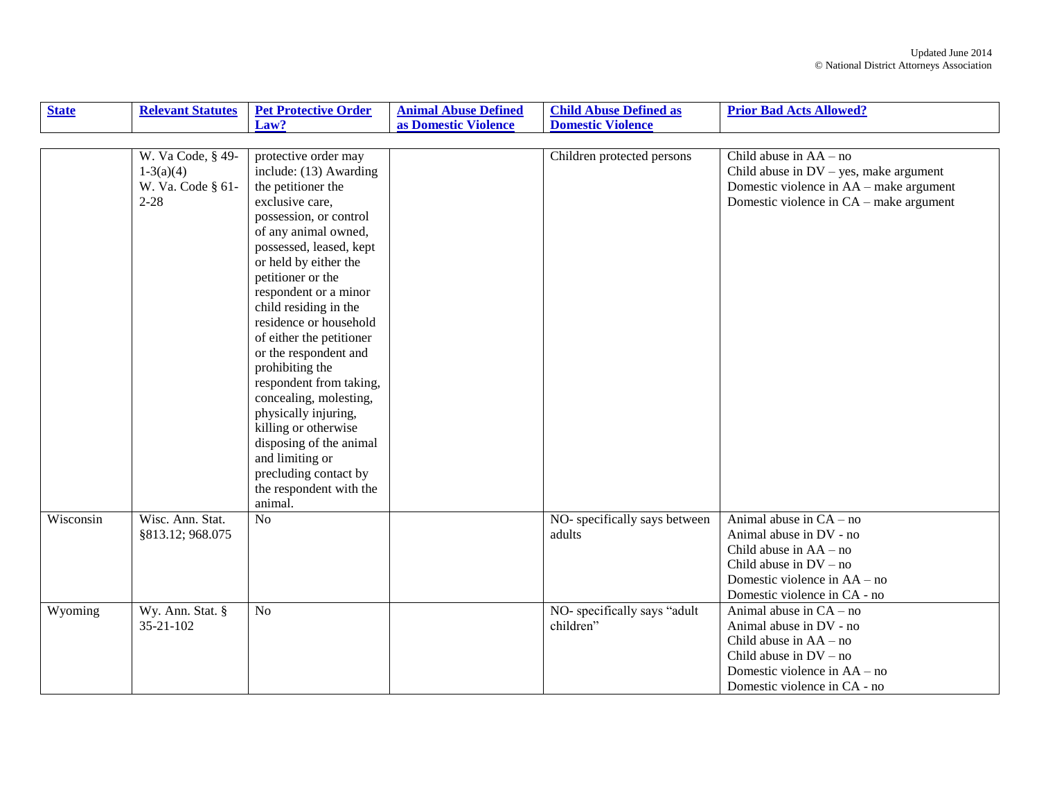| [State](#) | [Relevant Statutes](#) | [Pet Protective Order Law?](#) | [Animal Abuse Defined as Domestic Violence](#) | [Child Abuse Defined as Domestic Violence](#) | [Prior Bad Acts Allowed?](#) |
|---|---|---|---|---|---|
| | W. Va Code, § 49-1-3(a)(4)<br>W. Va. Code § 61-2-28 | protective order may include: (13) Awarding the petitioner the exclusive care, possession, or control of any animal owned, possessed, leased, kept or held by either the petitioner or the respondent or a minor child residing in the residence or household of either the petitioner or the respondent and prohibiting the respondent from taking, concealing, molesting, physically injuring, killing or otherwise disposing of the animal and limiting or precluding contact by the respondent with the animal. | | Children protected persons | Child abuse in AA – no<br>Child abuse in DV – yes, make argument<br>Domestic violence in AA – make argument<br>Domestic violence in CA – make argument |
| Wisconsin | Wisc. Ann. Stat. §813.12; 968.075 | No | | NO- specifically says between adults | Animal abuse in CA – no<br>Animal abuse in DV - no<br>Child abuse in AA – no<br>Child abuse in DV – no<br>Domestic violence in AA – no<br>Domestic violence in CA - no |
| Wyoming | Wy. Ann. Stat. § 35-21-102 | No | | NO- specifically says "adult children" | Animal abuse in CA – no<br>Animal abuse in DV - no<br>Child abuse in AA – no<br>Child abuse in DV – no<br>Domestic violence in AA – no<br>Domestic violence in CA - no |